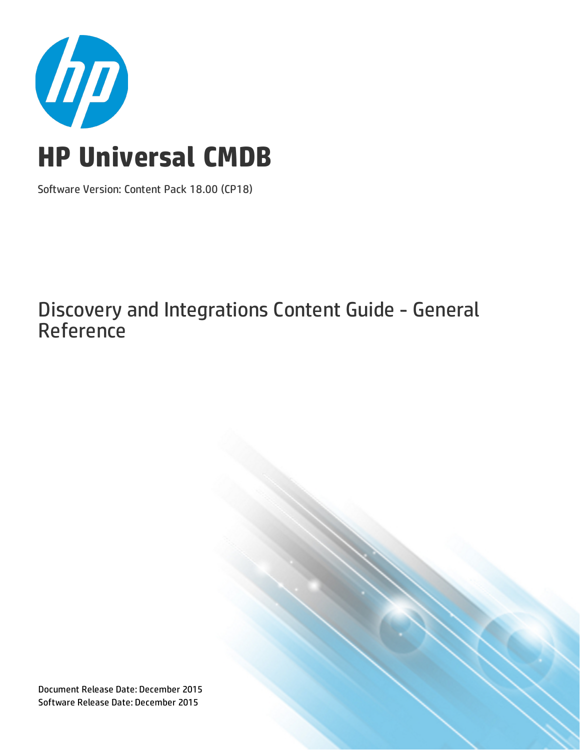# HP Universal CMDB

Software Version: Content Pack 18.00 (CP18)

## Discovery and Integrations Content Guide - General Reference

Document Release Date: December 2015
Software Release Date: December 2015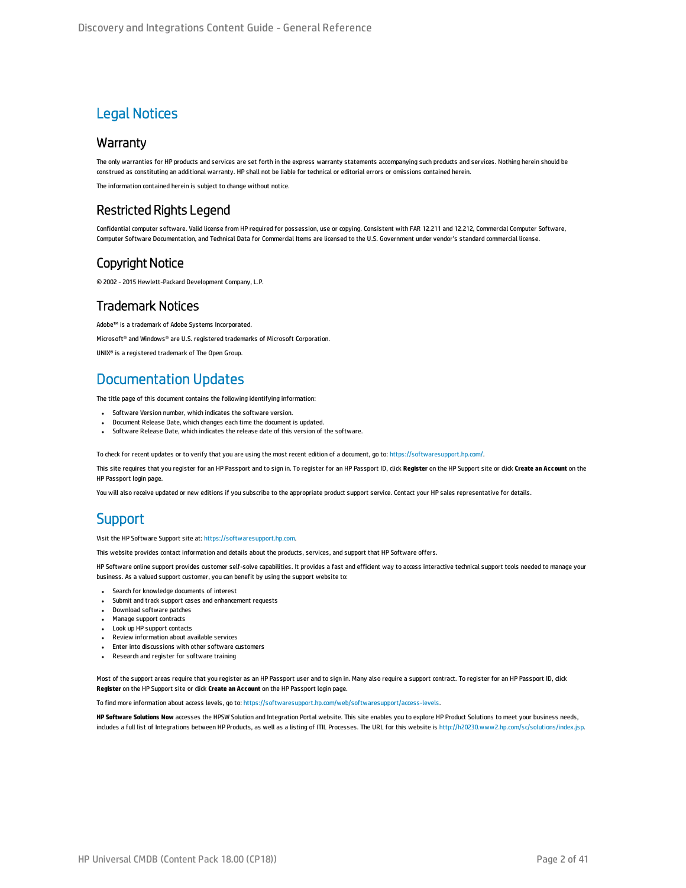# Legal Notices

## Warranty

The only warranties for HP products and services are set forth in the express warranty statements accompanying such products and services. Nothing herein should be construed as constituting an additional warranty. HP shall not be liable for technical or editorial errors or omissions contained herein.

The information contained herein is subject to change without notice.

## Restricted Rights Legend

Confidential computer software. Valid license from HP required for possession, use or copying. Consistent with FAR 12.211 and 12.212, Commercial Computer Software, Computer Software Documentation, and Technical Data for Commercial Items are licensed to the U.S. Government under vendor's standard commercial license.

## Copyright Notice

© 2002 - 2015 Hewlett-Packard Development Company, L.P.

## Trademark Notices

Adobe™ is a trademark of Adobe Systems Incorporated.

Microsoft® and Windows® are U.S. registered trademarks of Microsoft Corporation.

UNIX® is a registered trademark of The Open Group.

# Documentation Updates

The title page of this document contains the following identifying information:

- Software Version number, which indicates the software version.
- Document Release Date, which changes each time the document is updated.
- Software Release Date, which indicates the release date of this version of the software.

To check for recent updates or to verify that you are using the most recent edition of a document, go to: https://softwaresupport.hp.com/.

This site requires that you register for an HP Passport and to sign in. To register for an HP Passport ID, click **Register** on the HP Support site or click **Create an Account** on the HP Passport login page.

You will also receive updated or new editions if you subscribe to the appropriate product support service. Contact your HP sales representative for details.

# Support

Visit the HP Software Support site at: https://softwaresupport.hp.com.

This website provides contact information and details about the products, services, and support that HP Software offers.

HP Software online support provides customer self-solve capabilities. It provides a fast and efficient way to access interactive technical support tools needed to manage your business. As a valued support customer, you can benefit by using the support website to:

- Search for knowledge documents of interest
- Submit and track support cases and enhancement requests
- Download software patches
- Manage support contracts
- Look up HP support contacts
- Review information about available services
- Enter into discussions with other software customers
- Research and register for software training

Most of the support areas require that you register as an HP Passport user and to sign in. Many also require a support contract. To register for an HP Passport ID, click **Register** on the HP Support site or click **Create an Account** on the HP Passport login page.

To find more information about access levels, go to: https://softwaresupport.hp.com/web/softwaresupport/access-levels.

**HP Software Solutions Now** accesses the HPSW Solution and Integration Portal website. This site enables you to explore HP Product Solutions to meet your business needs, includes a full list of Integrations between HP Products, as well as a listing of ITIL Processes. The URL for this website is http://h20230.www2.hp.com/sc/solutions/index.jsp.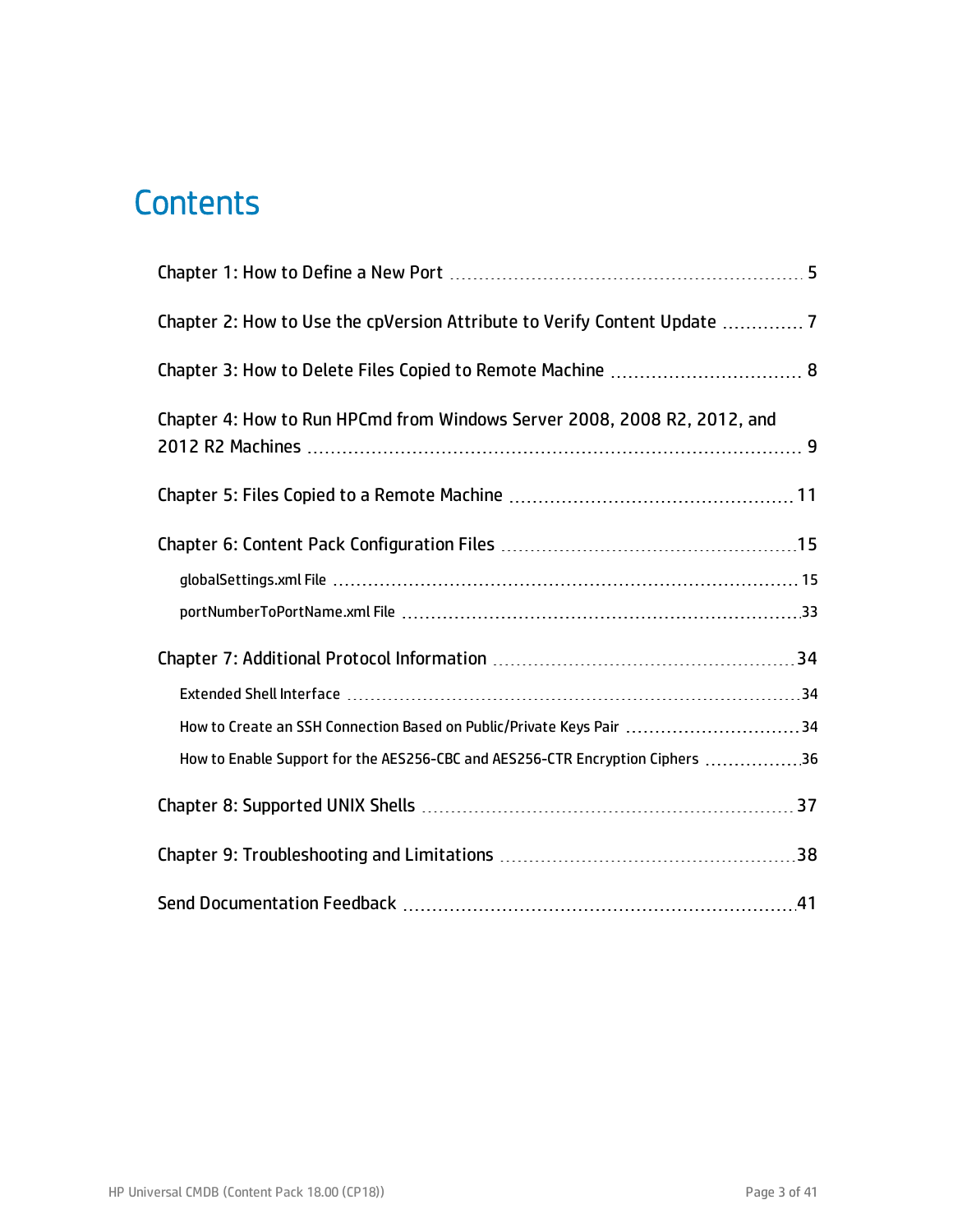# Contents

Chapter 1: How to Define a New Port ............ 5

Chapter 2: How to Use the cpVersion Attribute to Verify Content Update ............ 7

Chapter 3: How to Delete Files Copied to Remote Machine ............ 8

Chapter 4: How to Run HPCmd from Windows Server 2008, 2008 R2, 2012, and 2012 R2 Machines ............ 9

Chapter 5: Files Copied to a Remote Machine ............ 11

Chapter 6: Content Pack Configuration Files ............ 15

- globalSettings.xml File ............ 15
- portNumberToPortName.xml File ............ 33

Chapter 7: Additional Protocol Information ............ 34

- Extended Shell Interface ............ 34
- How to Create an SSH Connection Based on Public/Private Keys Pair ............ 34
- How to Enable Support for the AES256-CBC and AES256-CTR Encryption Ciphers ............ 36

Chapter 8: Supported UNIX Shells ............ 37

Chapter 9: Troubleshooting and Limitations ............ 38

Send Documentation Feedback ............ 41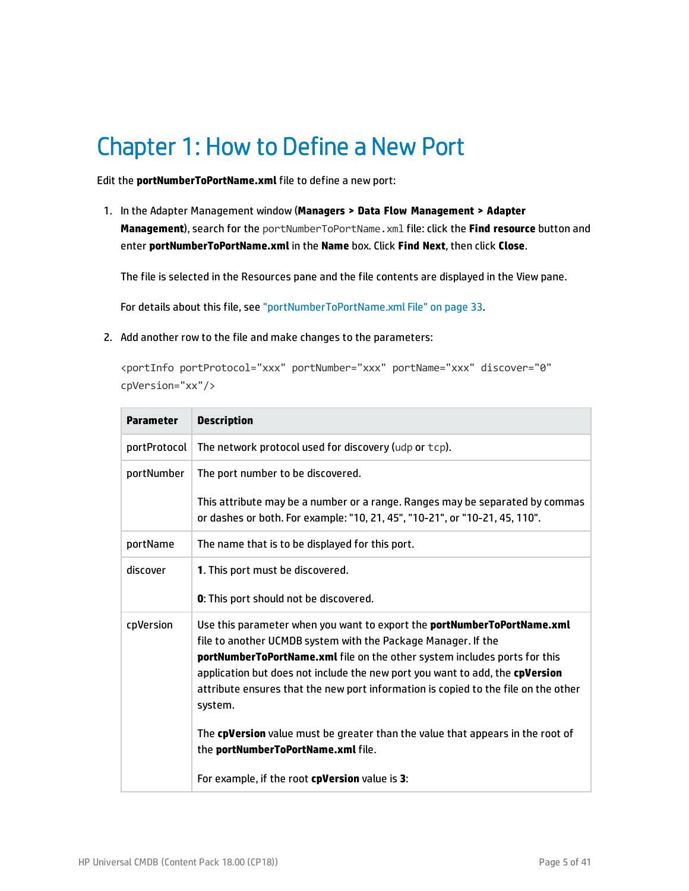# Chapter 1: How to Define a New Port

Edit the **portNumberToPortName.xml** file to define a new port:

1. In the Adapter Management window (**Managers > Data Flow Management > Adapter Management**), search for the `portNumberToPortName.xml` file: click the **Find resource** button and enter **portNumberToPortName.xml** in the **Name** box. Click **Find Next**, then click **Close**.

   The file is selected in the Resources pane and the file contents are displayed in the View pane.

   For details about this file, see "portNumberToPortName.xml File" on page 33.

2. Add another row to the file and make changes to the parameters:

   ```
   <portInfo portProtocol="xxx" portNumber="xxx" portName="xxx" discover="0"
   cpVersion="xx"/>
   ```

   | Parameter | Description |
   | --- | --- |
   | portProtocol | The network protocol used for discovery (`udp` or `tcp`). |
   | portNumber | The port number to be discovered.<br><br>This attribute may be a number or a range. Ranges may be separated by commas or dashes or both. For example: "10, 21, 45", "10-21", or "10-21, 45, 110". |
   | portName | The name that is to be displayed for this port. |
   | discover | **1**. This port must be discovered.<br><br>**0**: This port should not be discovered. |
   | cpVersion | Use this parameter when you want to export the **portNumberToPortName.xml** file to another UCMDB system with the Package Manager. If the **portNumberToPortName.xml** file on the other system includes ports for this application but does not include the new port you want to add, the **cpVersion** attribute ensures that the new port information is copied to the file on the other system.<br><br>The **cpVersion** value must be greater than the value that appears in the root of the **portNumberToPortName.xml** file.<br><br>For example, if the root **cpVersion** value is **3**: |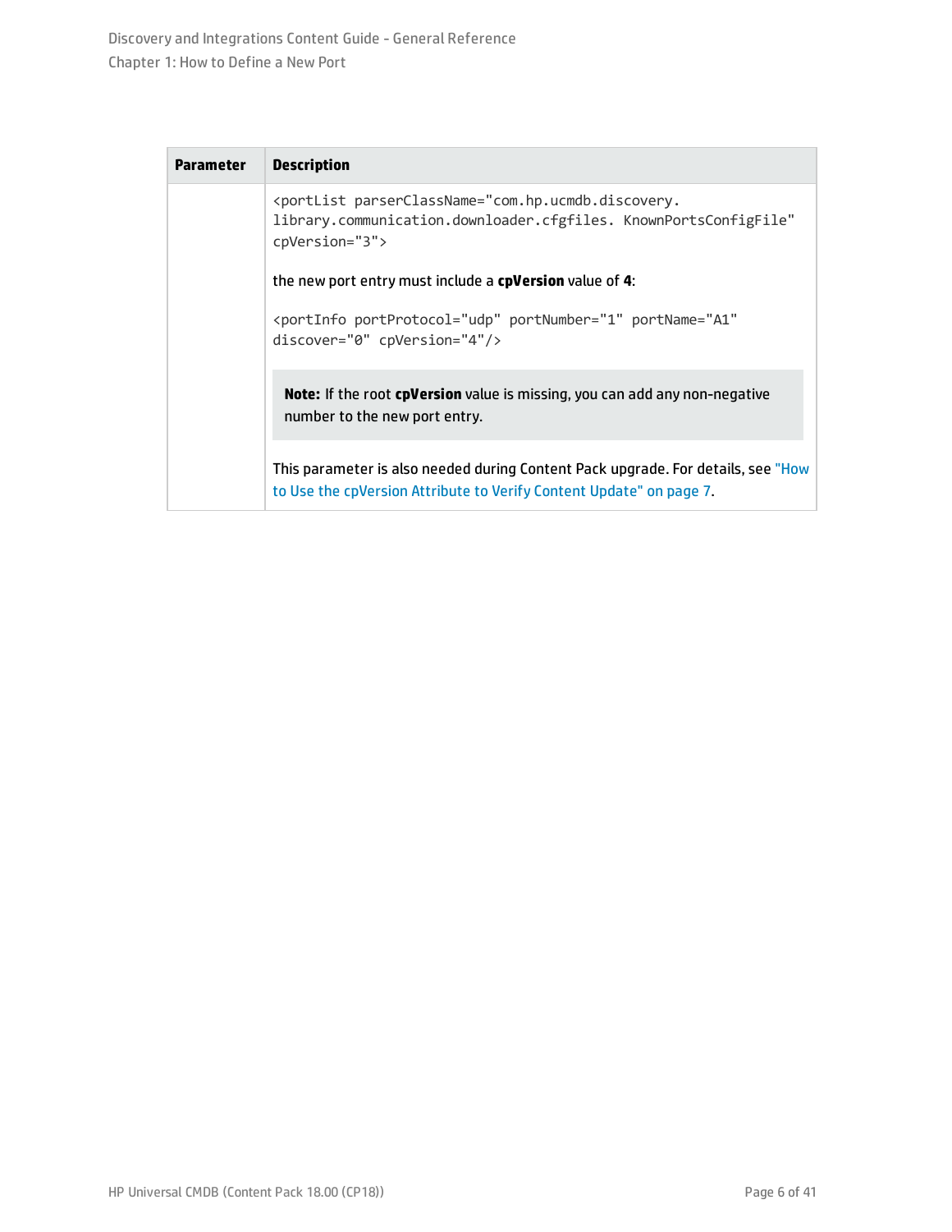| Parameter | Description |
| --- | --- |
| | `<portList parserClassName="com.hp.ucmdb.discovery.library.communication.downloader.cfgfiles. KnownPortsConfigFile" cpVersion="3">`<br><br>the new port entry must include a **cpVersion** value of **4**:<br><br>`<portInfo portProtocol="udp" portNumber="1" portName="A1" discover="0" cpVersion="4"/>`<br><br>**Note:** If the root **cpVersion** value is missing, you can add any non-negative number to the new port entry.<br><br>This parameter is also needed during Content Pack upgrade. For details, see "How to Use the cpVersion Attribute to Verify Content Update" on page 7. |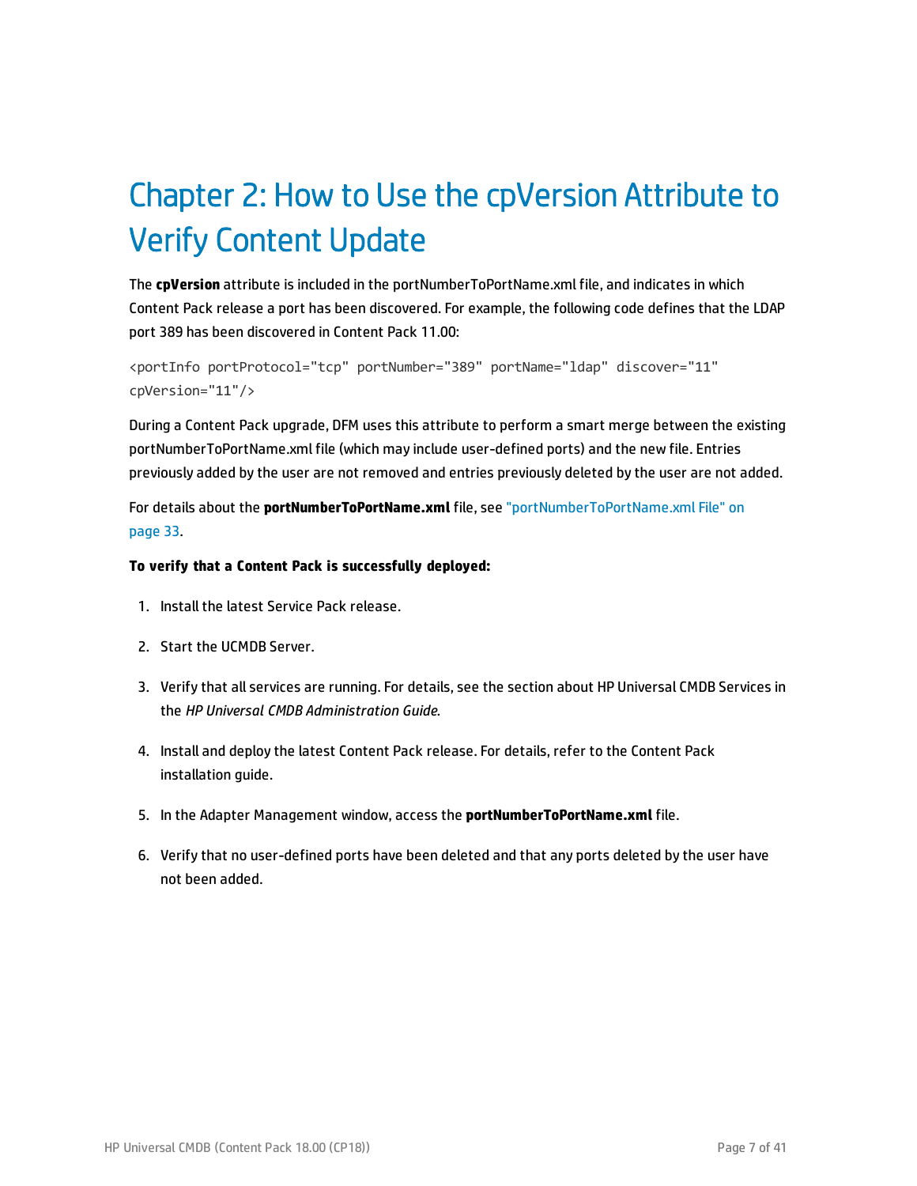# Chapter 2: How to Use the cpVersion Attribute to Verify Content Update

The **cpVersion** attribute is included in the portNumberToPortName.xml file, and indicates in which Content Pack release a port has been discovered. For example, the following code defines that the LDAP port 389 has been discovered in Content Pack 11.00:

```
<portInfo portProtocol="tcp" portNumber="389" portName="ldap" discover="11"
cpVersion="11"/>
```

During a Content Pack upgrade, DFM uses this attribute to perform a smart merge between the existing portNumberToPortName.xml file (which may include user-defined ports) and the new file. Entries previously added by the user are not removed and entries previously deleted by the user are not added.

For details about the **portNumberToPortName.xml** file, see "portNumberToPortName.xml File" on page 33.

**To verify that a Content Pack is successfully deployed:**

1. Install the latest Service Pack release.
2. Start the UCMDB Server.
3. Verify that all services are running. For details, see the section about HP Universal CMDB Services in the *HP Universal CMDB Administration Guide*.
4. Install and deploy the latest Content Pack release. For details, refer to the Content Pack installation guide.
5. In the Adapter Management window, access the **portNumberToPortName.xml** file.
6. Verify that no user-defined ports have been deleted and that any ports deleted by the user have not been added.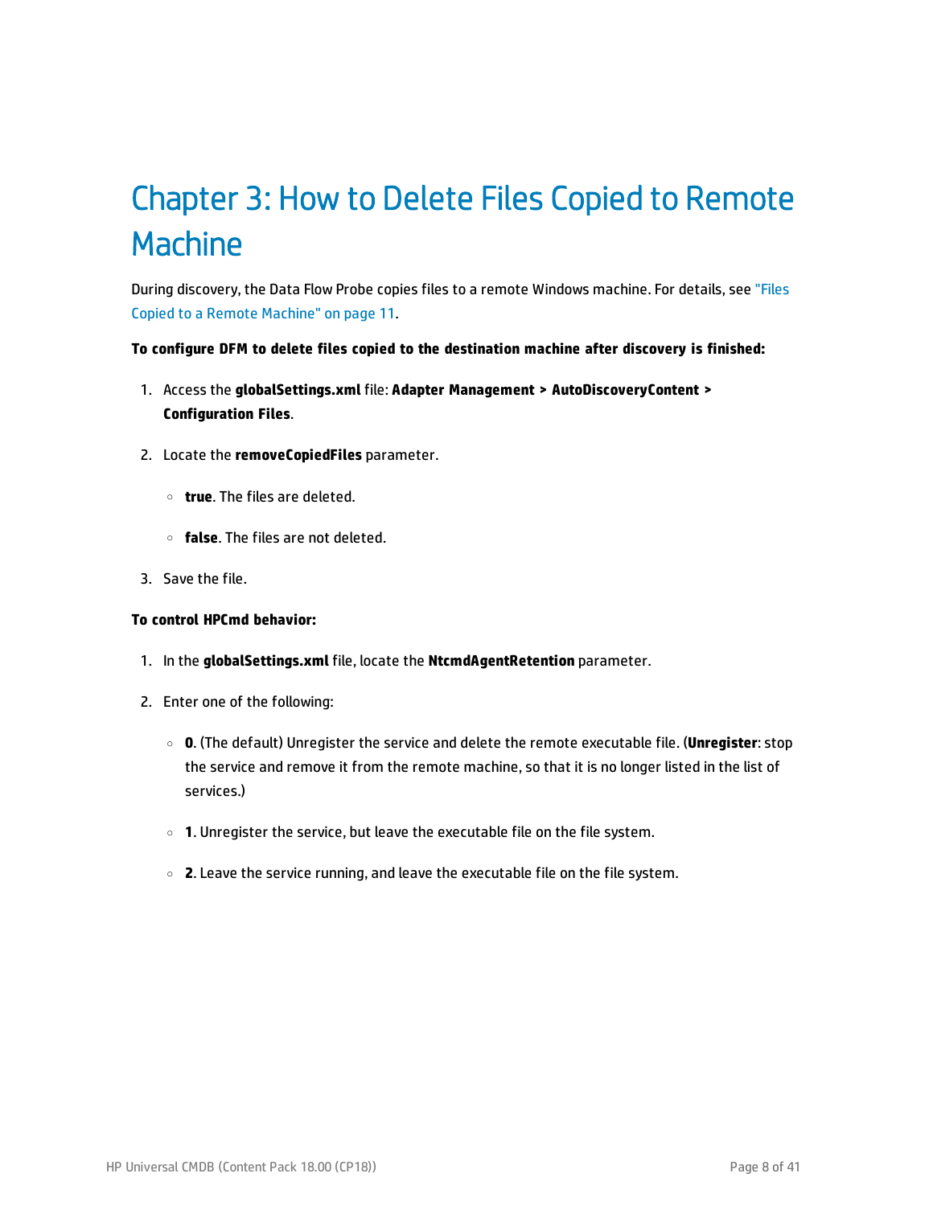# Chapter 3: How to Delete Files Copied to Remote Machine

During discovery, the Data Flow Probe copies files to a remote Windows machine. For details, see "Files Copied to a Remote Machine" on page 11.

**To configure DFM to delete files copied to the destination machine after discovery is finished:**

1. Access the **globalSettings.xml** file: **Adapter Management > AutoDiscoveryContent > Configuration Files**.
2. Locate the **removeCopiedFiles** parameter.
   - **true**. The files are deleted.
   - **false**. The files are not deleted.
3. Save the file.

**To control HPCmd behavior:**

1. In the **globalSettings.xml** file, locate the **NtcmdAgentRetention** parameter.
2. Enter one of the following:
   - **0**. (The default) Unregister the service and delete the remote executable file. (**Unregister**: stop the service and remove it from the remote machine, so that it is no longer listed in the list of services.)
   - **1**. Unregister the service, but leave the executable file on the file system.
   - **2**. Leave the service running, and leave the executable file on the file system.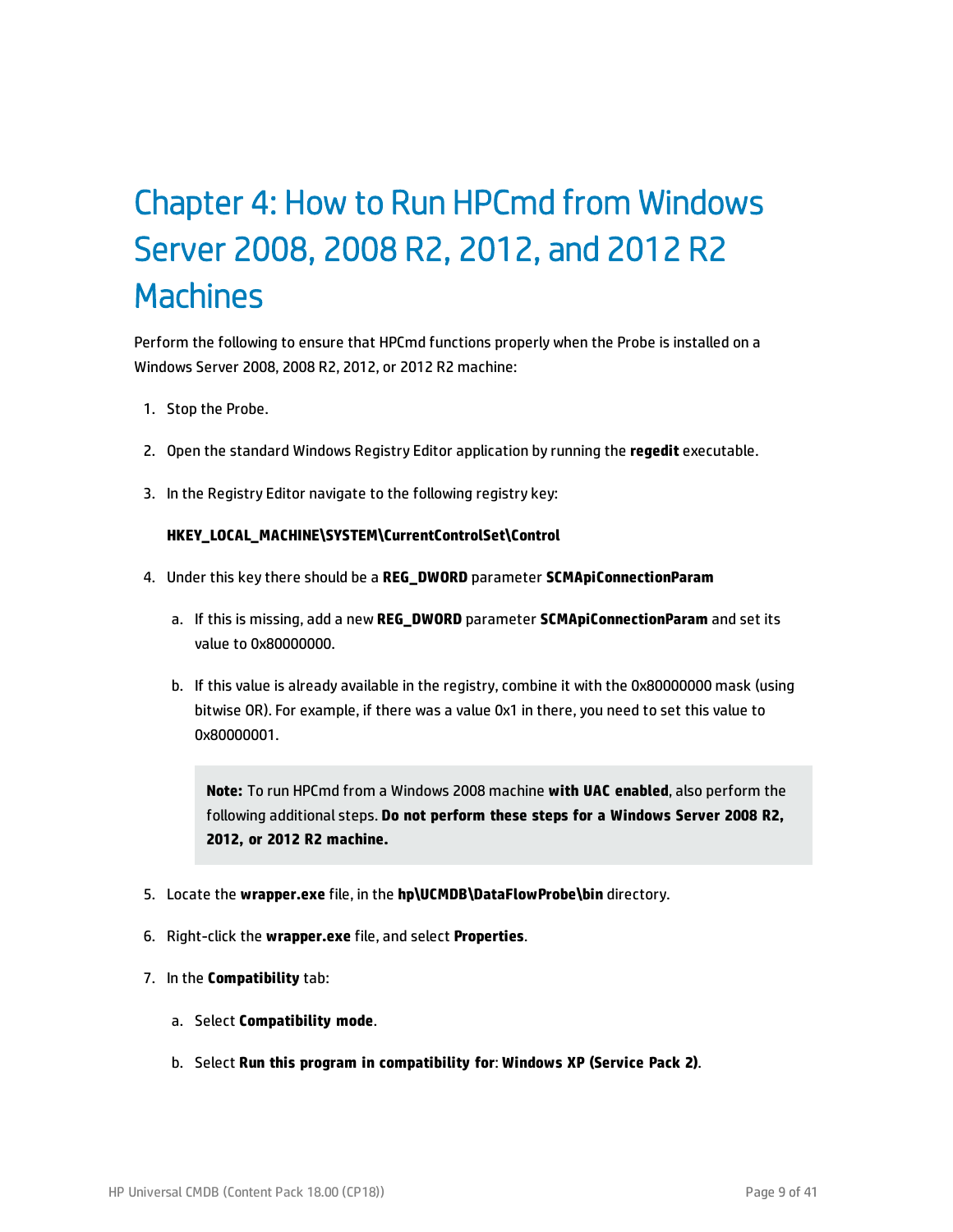# Chapter 4: How to Run HPCmd from Windows Server 2008, 2008 R2, 2012, and 2012 R2 Machines

Perform the following to ensure that HPCmd functions properly when the Probe is installed on a Windows Server 2008, 2008 R2, 2012, or 2012 R2 machine:

1. Stop the Probe.

2. Open the standard Windows Registry Editor application by running the **regedit** executable.

3. In the Registry Editor navigate to the following registry key:

   **HKEY_LOCAL_MACHINE\SYSTEM\CurrentControlSet\Control**

4. Under this key there should be a **REG_DWORD** parameter **SCMApiConnectionParam**

   a. If this is missing, add a new **REG_DWORD** parameter **SCMApiConnectionParam** and set its value to 0x80000000.

   b. If this value is already available in the registry, combine it with the 0x80000000 mask (using bitwise OR). For example, if there was a value 0x1 in there, you need to set this value to 0x80000001.

   > **Note:** To run HPCmd from a Windows 2008 machine **with UAC enabled**, also perform the following additional steps. **Do not perform these steps for a Windows Server 2008 R2, 2012, or 2012 R2 machine.**

5. Locate the **wrapper.exe** file, in the **hp\UCMDB\DataFlowProbe\bin** directory.

6. Right-click the **wrapper.exe** file, and select **Properties**.

7. In the **Compatibility** tab:

   a. Select **Compatibility mode**.

   b. Select **Run this program in compatibility for**: **Windows XP (Service Pack 2)**.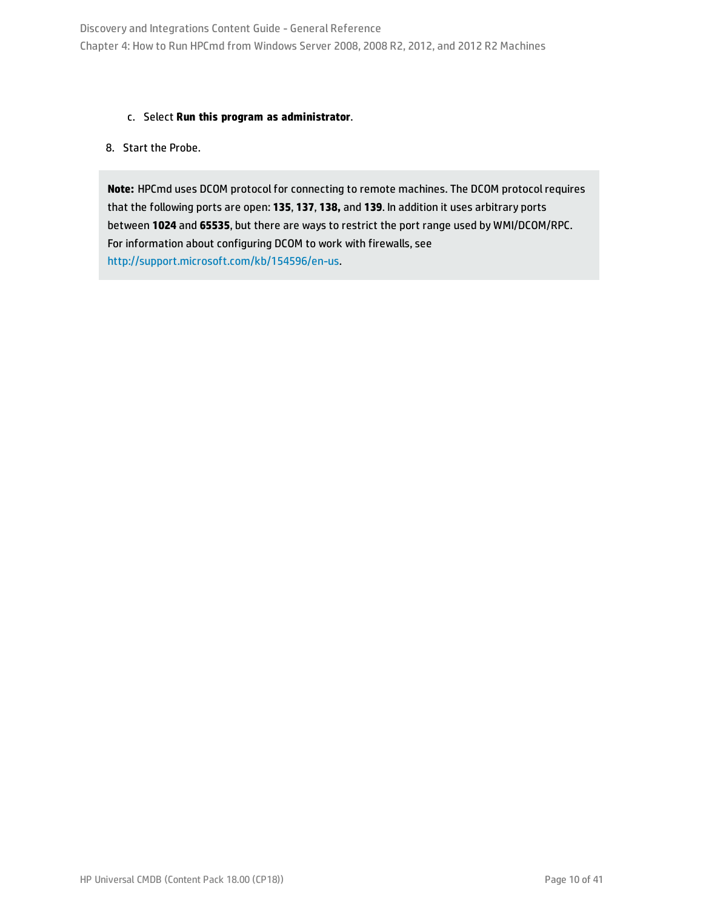c. Select **Run this program as administrator**.

8. Start the Probe.

> **Note:** HPCmd uses DCOM protocol for connecting to remote machines. The DCOM protocol requires that the following ports are open: **135**, **137**, **138,** and **139**. In addition it uses arbitrary ports between **1024** and **65535**, but there are ways to restrict the port range used by WMI/DCOM/RPC. For information about configuring DCOM to work with firewalls, see http://support.microsoft.com/kb/154596/en-us.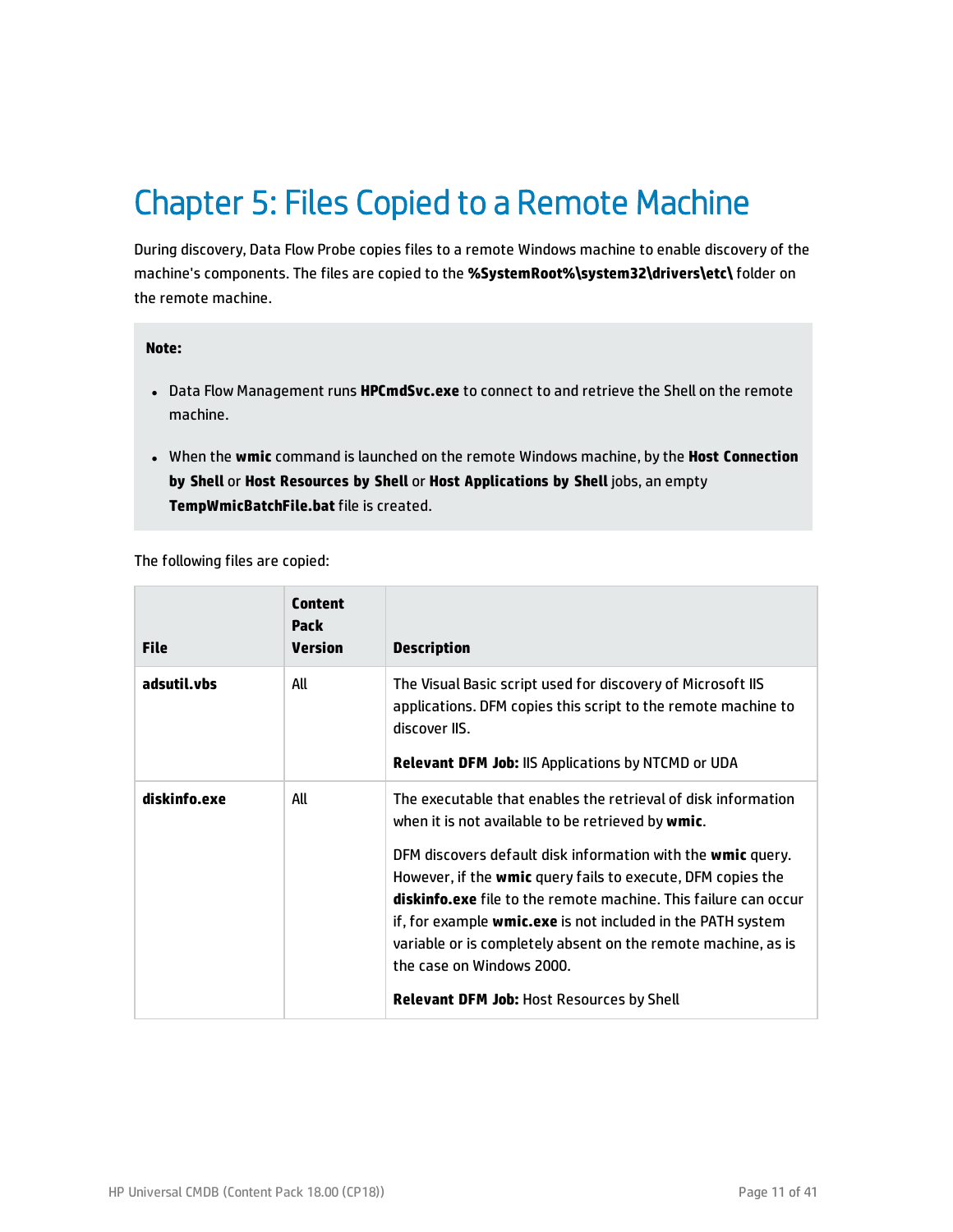# Chapter 5: Files Copied to a Remote Machine

During discovery, Data Flow Probe copies files to a remote Windows machine to enable discovery of the machine's components. The files are copied to the **%SystemRoot%\system32\drivers\etc\** folder on the remote machine.

> **Note:**
>
> - Data Flow Management runs **HPCmdSvc.exe** to connect to and retrieve the Shell on the remote machine.
> - When the **wmic** command is launched on the remote Windows machine, by the **Host Connection by Shell** or **Host Resources by Shell** or **Host Applications by Shell** jobs, an empty **TempWmicBatchFile.bat** file is created.

The following files are copied:

| File | Content Pack Version | Description |
|---|---|---|
| **adsutil.vbs** | All | The Visual Basic script used for discovery of Microsoft IIS applications. DFM copies this script to the remote machine to discover IIS.<br><br>**Relevant DFM Job:** IIS Applications by NTCMD or UDA |
| **diskinfo.exe** | All | The executable that enables the retrieval of disk information when it is not available to be retrieved by **wmic**.<br><br>DFM discovers default disk information with the **wmic** query. However, if the **wmic** query fails to execute, DFM copies the **diskinfo.exe** file to the remote machine. This failure can occur if, for example **wmic.exe** is not included in the PATH system variable or is completely absent on the remote machine, as is the case on Windows 2000.<br><br>**Relevant DFM Job:** Host Resources by Shell |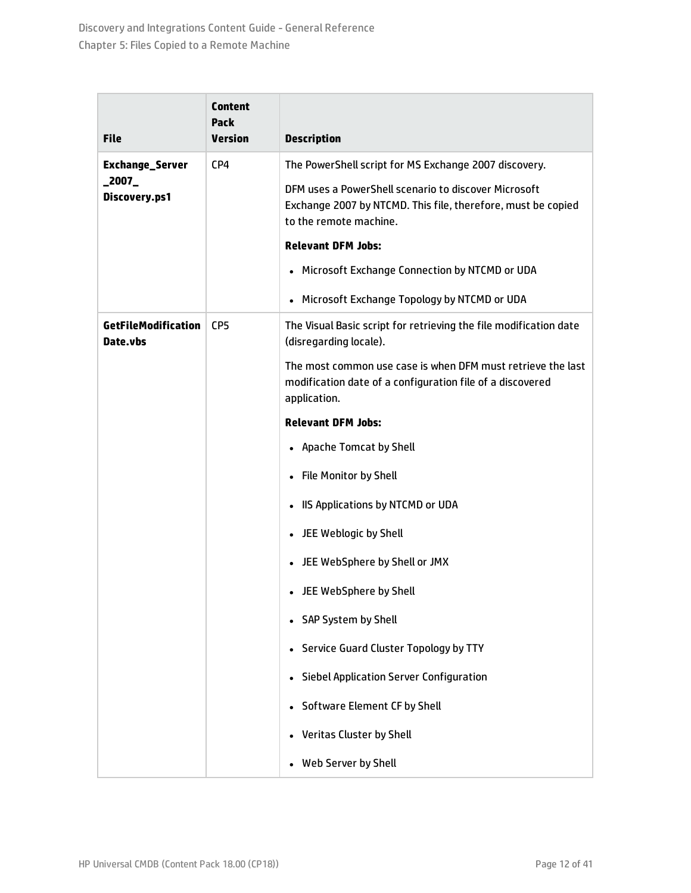| File | Content Pack Version | Description |
|---|---|---|
| **Exchange_Server_2007_Discovery.ps1** | CP4 | The PowerShell script for MS Exchange 2007 discovery.<br><br>DFM uses a PowerShell scenario to discover Microsoft Exchange 2007 by NTCMD. This file, therefore, must be copied to the remote machine.<br><br>**Relevant DFM Jobs:**<br><br>• Microsoft Exchange Connection by NTCMD or UDA<br>• Microsoft Exchange Topology by NTCMD or UDA |
| **GetFileModificationDate.vbs** | CP5 | The Visual Basic script for retrieving the file modification date (disregarding locale).<br><br>The most common use case is when DFM must retrieve the last modification date of a configuration file of a discovered application.<br><br>**Relevant DFM Jobs:**<br><br>• Apache Tomcat by Shell<br>• File Monitor by Shell<br>• IIS Applications by NTCMD or UDA<br>• JEE Weblogic by Shell<br>• JEE WebSphere by Shell or JMX<br>• JEE WebSphere by Shell<br>• SAP System by Shell<br>• Service Guard Cluster Topology by TTY<br>• Siebel Application Server Configuration<br>• Software Element CF by Shell<br>• Veritas Cluster by Shell<br>• Web Server by Shell |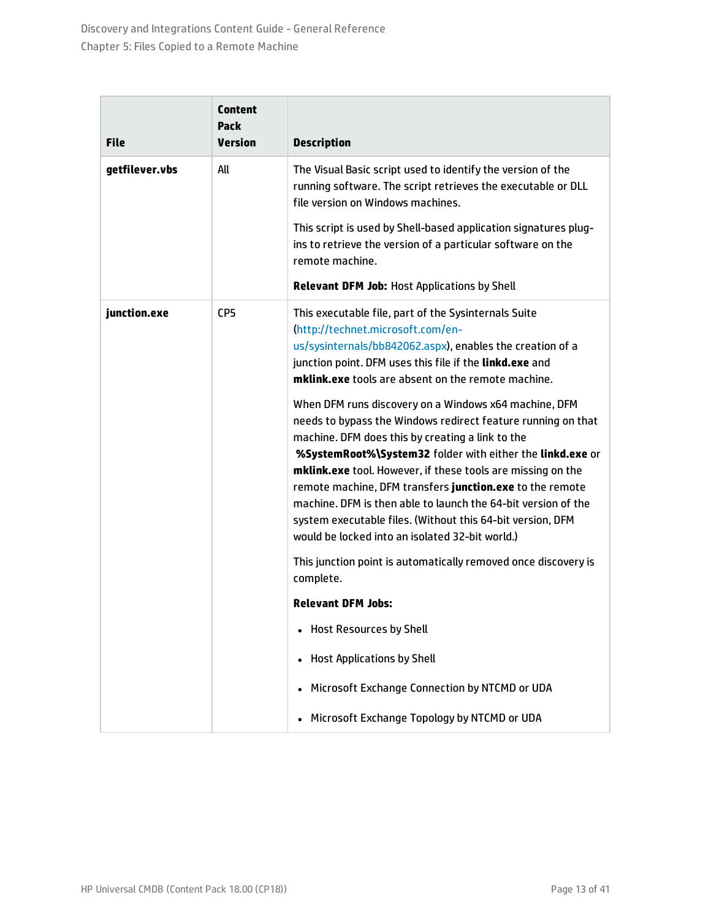| File | Content Pack Version | Description |
|---|---|---|
| **getfilever.vbs** | All | The Visual Basic script used to identify the version of the running software. The script retrieves the executable or DLL file version on Windows machines.<br><br>This script is used by Shell-based application signatures plug-ins to retrieve the version of a particular software on the remote machine.<br><br>**Relevant DFM Job:** Host Applications by Shell |
| **junction.exe** | CP5 | This executable file, part of the Sysinternals Suite (http://technet.microsoft.com/en-us/sysinternals/bb842062.aspx), enables the creation of a junction point. DFM uses this file if the **linkd.exe** and **mklink.exe** tools are absent on the remote machine.<br><br>When DFM runs discovery on a Windows x64 machine, DFM needs to bypass the Windows redirect feature running on that machine. DFM does this by creating a link to the **%SystemRoot%\System32** folder with either the **linkd.exe** or **mklink.exe** tool. However, if these tools are missing on the remote machine, DFM transfers **junction.exe** to the remote machine. DFM is then able to launch the 64-bit version of the system executable files. (Without this 64-bit version, DFM would be locked into an isolated 32-bit world.)<br><br>This junction point is automatically removed once discovery is complete.<br><br>**Relevant DFM Jobs:**<br>• Host Resources by Shell<br>• Host Applications by Shell<br>• Microsoft Exchange Connection by NTCMD or UDA<br>• Microsoft Exchange Topology by NTCMD or UDA |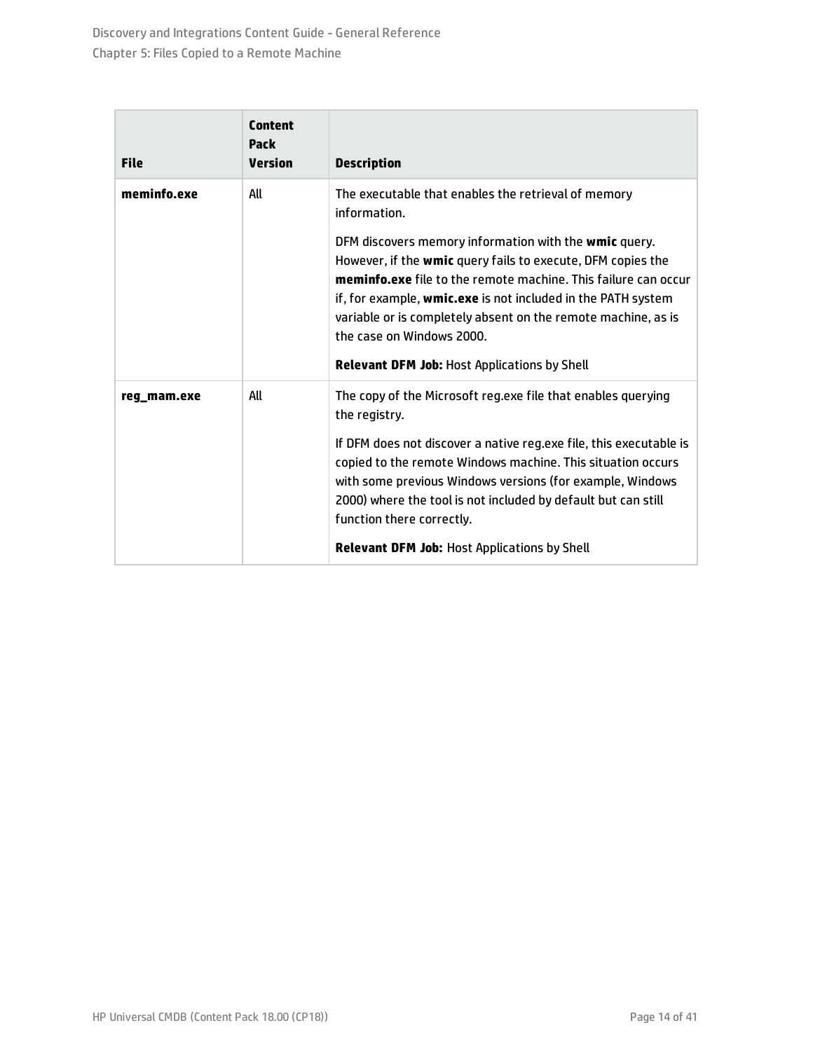| File | Content Pack Version | Description |
|---|---|---|
| **meminfo.exe** | All | The executable that enables the retrieval of memory information.<br><br>DFM discovers memory information with the **wmic** query. However, if the **wmic** query fails to execute, DFM copies the **meminfo.exe** file to the remote machine. This failure can occur if, for example, **wmic.exe** is not included in the PATH system variable or is completely absent on the remote machine, as is the case on Windows 2000.<br><br>**Relevant DFM Job:** Host Applications by Shell |
| **reg_mam.exe** | All | The copy of the Microsoft reg.exe file that enables querying the registry.<br><br>If DFM does not discover a native reg.exe file, this executable is copied to the remote Windows machine. This situation occurs with some previous Windows versions (for example, Windows 2000) where the tool is not included by default but can still function there correctly.<br><br>**Relevant DFM Job:** Host Applications by Shell |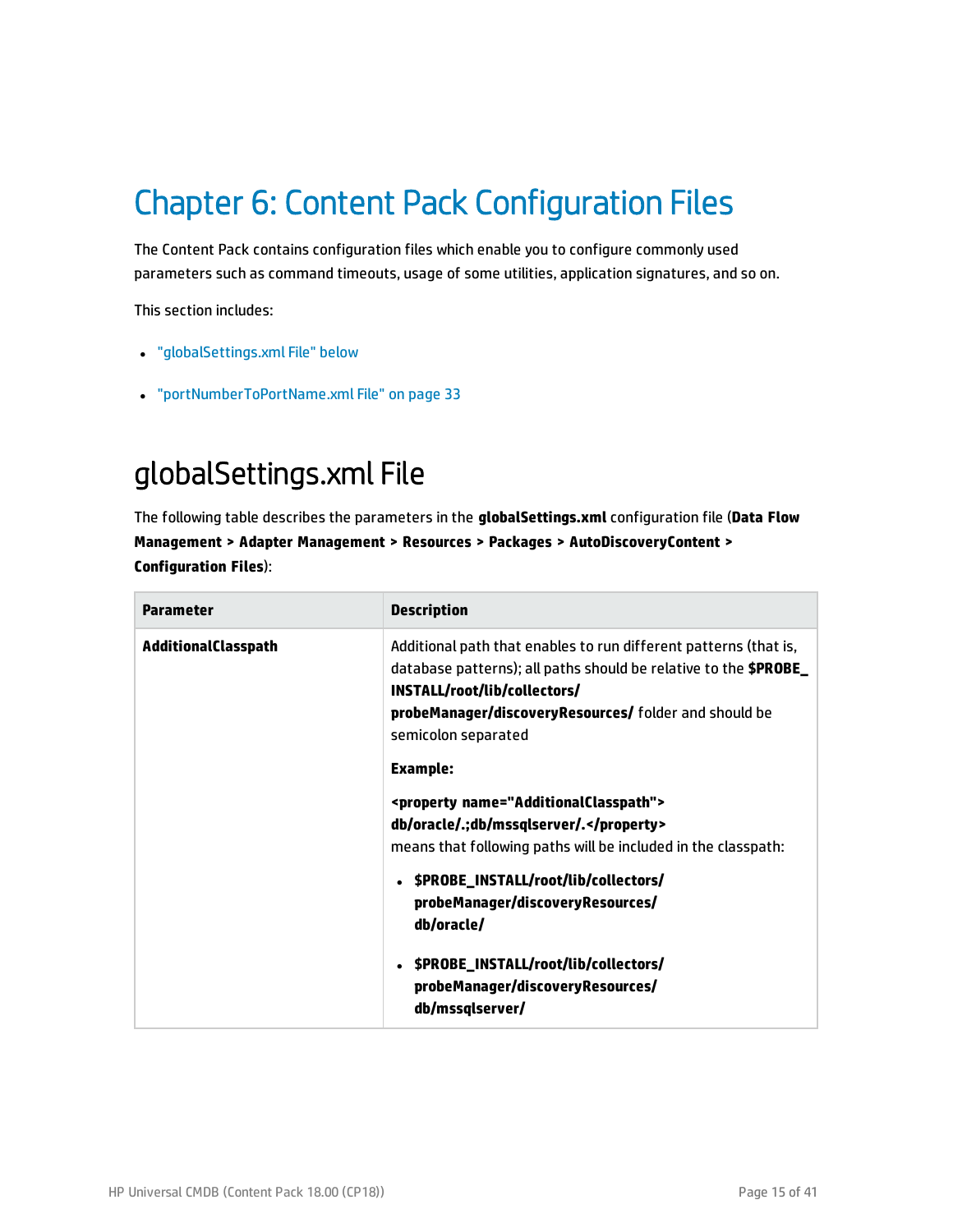# Chapter 6: Content Pack Configuration Files

The Content Pack contains configuration files which enable you to configure commonly used parameters such as command timeouts, usage of some utilities, application signatures, and so on.

This section includes:

- "globalSettings.xml File" below
- "portNumberToPortName.xml File" on page 33

## globalSettings.xml File

The following table describes the parameters in the **globalSettings.xml** configuration file (**Data Flow Management > Adapter Management > Resources > Packages > AutoDiscoveryContent > Configuration Files**):

| Parameter | Description |
|---|---|
| **AdditionalClasspath** | Additional path that enables to run different patterns (that is, database patterns); all paths should be relative to the **$PROBE_INSTALL/root/lib/collectors/probeManager/discoveryResources/** folder and should be semicolon separated<br><br>**Example:**<br><br>**<property name="AdditionalClasspath">db/oracle/.;db/mssqlserver/.</property>**<br>means that following paths will be included in the classpath:<br><br>• **$PROBE_INSTALL/root/lib/collectors/probeManager/discoveryResources/db/oracle/**<br><br>• **$PROBE_INSTALL/root/lib/collectors/probeManager/discoveryResources/db/mssqlserver/** |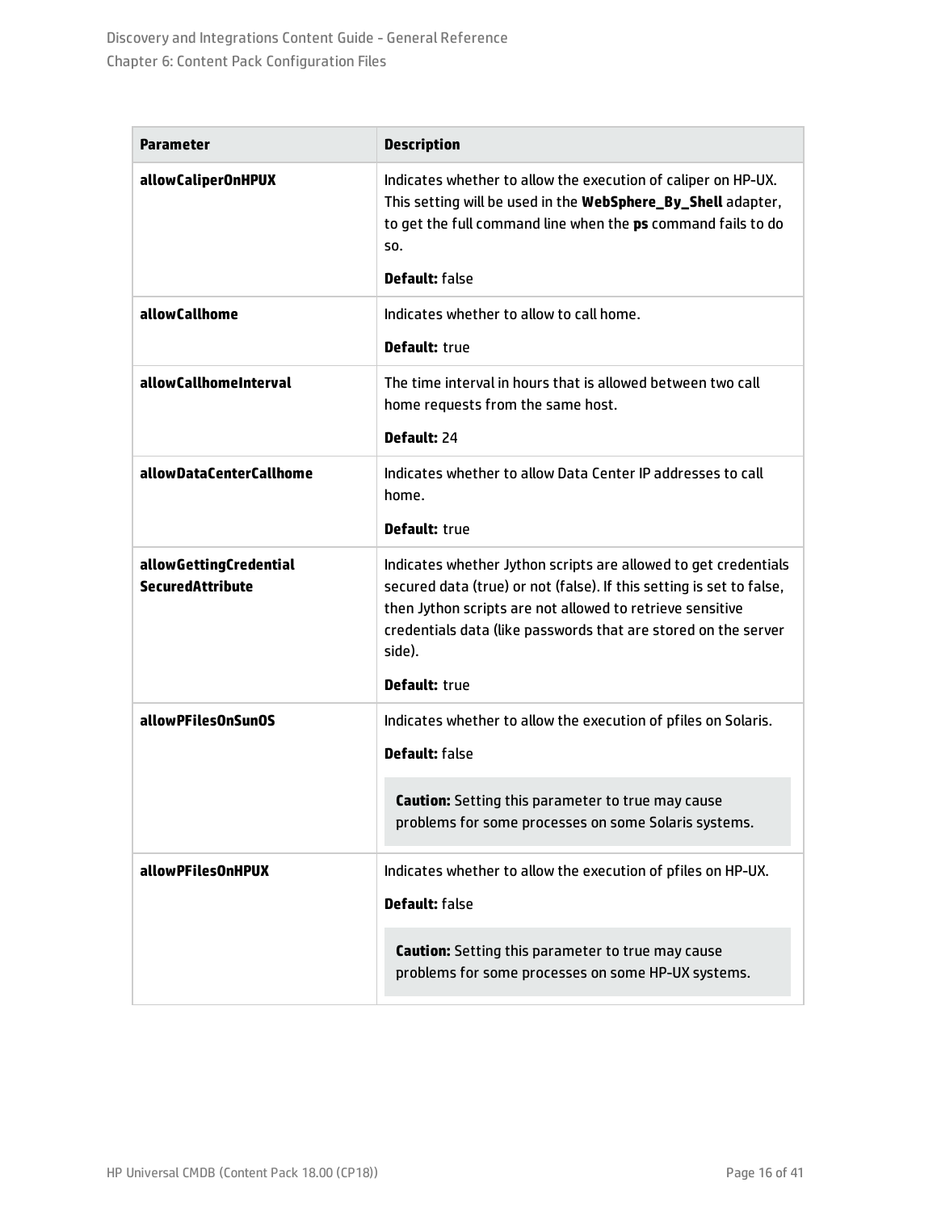| Parameter | Description |
|---|---|
| **allowCaliperOnHPUX** | Indicates whether to allow the execution of caliper on HP-UX. This setting will be used in the **WebSphere_By_Shell** adapter, to get the full command line when the **ps** command fails to do so.<br><br>**Default:** false |
| **allowCallhome** | Indicates whether to allow to call home.<br><br>**Default:** true |
| **allowCallhomeInterval** | The time interval in hours that is allowed between two call home requests from the same host.<br><br>**Default:** 24 |
| **allowDataCenterCallhome** | Indicates whether to allow Data Center IP addresses to call home.<br><br>**Default:** true |
| **allowGettingCredential SecuredAttribute** | Indicates whether Jython scripts are allowed to get credentials secured data (true) or not (false). If this setting is set to false, then Jython scripts are not allowed to retrieve sensitive credentials data (like passwords that are stored on the server side).<br><br>**Default:** true |
| **allowPFilesOnSunOS** | Indicates whether to allow the execution of pfiles on Solaris.<br><br>**Default:** false<br><br>**Caution:** Setting this parameter to true may cause problems for some processes on some Solaris systems. |
| **allowPFilesOnHPUX** | Indicates whether to allow the execution of pfiles on HP-UX.<br><br>**Default:** false<br><br>**Caution:** Setting this parameter to true may cause problems for some processes on some HP-UX systems. |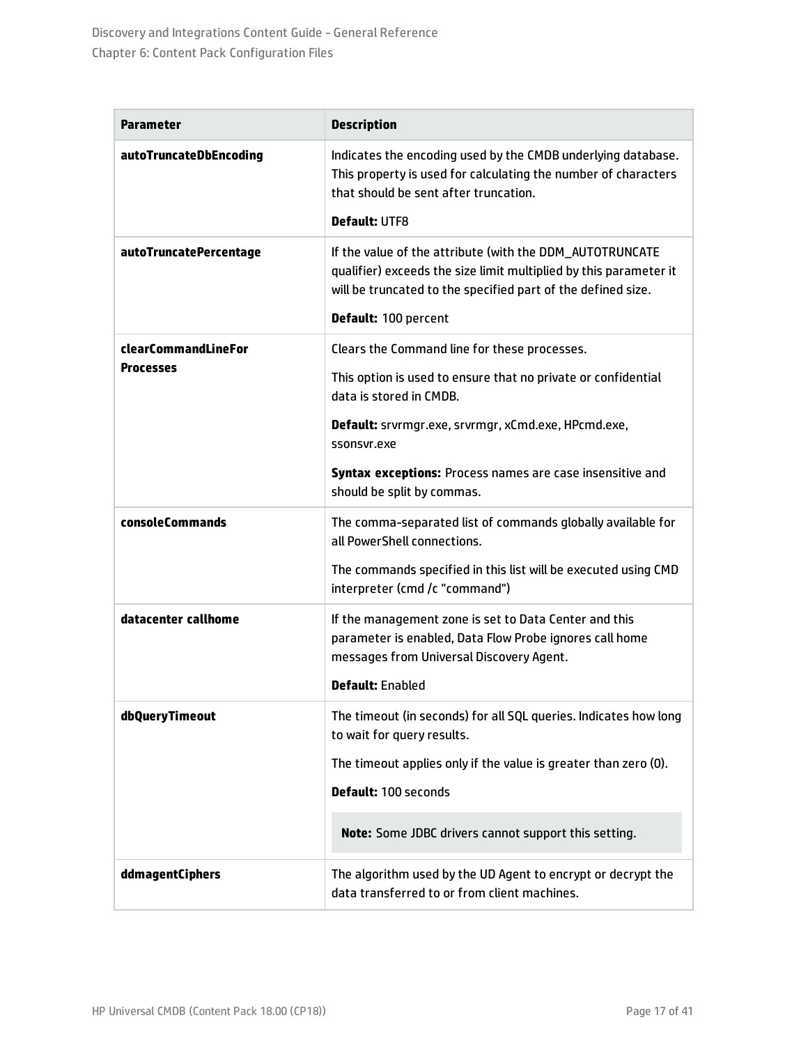| Parameter | Description |
|---|---|
| **autoTruncateDbEncoding** | Indicates the encoding used by the CMDB underlying database. This property is used for calculating the number of characters that should be sent after truncation.<br><br>**Default:** UTF8 |
| **autoTruncatePercentage** | If the value of the attribute (with the DDM_AUTOTRUNCATE qualifier) exceeds the size limit multiplied by this parameter it will be truncated to the specified part of the defined size.<br><br>**Default:** 100 percent |
| **clearCommandLineFor Processes** | Clears the Command line for these processes.<br><br>This option is used to ensure that no private or confidential data is stored in CMDB.<br><br>**Default:** srvrmgr.exe, srvrmgr, xCmd.exe, HPcmd.exe, ssonsvr.exe<br><br>**Syntax exceptions:** Process names are case insensitive and should be split by commas. |
| **consoleCommands** | The comma-separated list of commands globally available for all PowerShell connections.<br><br>The commands specified in this list will be executed using CMD interpreter (cmd /c "command") |
| **datacenter callhome** | If the management zone is set to Data Center and this parameter is enabled, Data Flow Probe ignores call home messages from Universal Discovery Agent.<br><br>**Default:** Enabled |
| **dbQueryTimeout** | The timeout (in seconds) for all SQL queries. Indicates how long to wait for query results.<br><br>The timeout applies only if the value is greater than zero (0).<br><br>**Default:** 100 seconds<br><br>**Note:** Some JDBC drivers cannot support this setting. |
| **ddmagentCiphers** | The algorithm used by the UD Agent to encrypt or decrypt the data transferred to or from client machines. |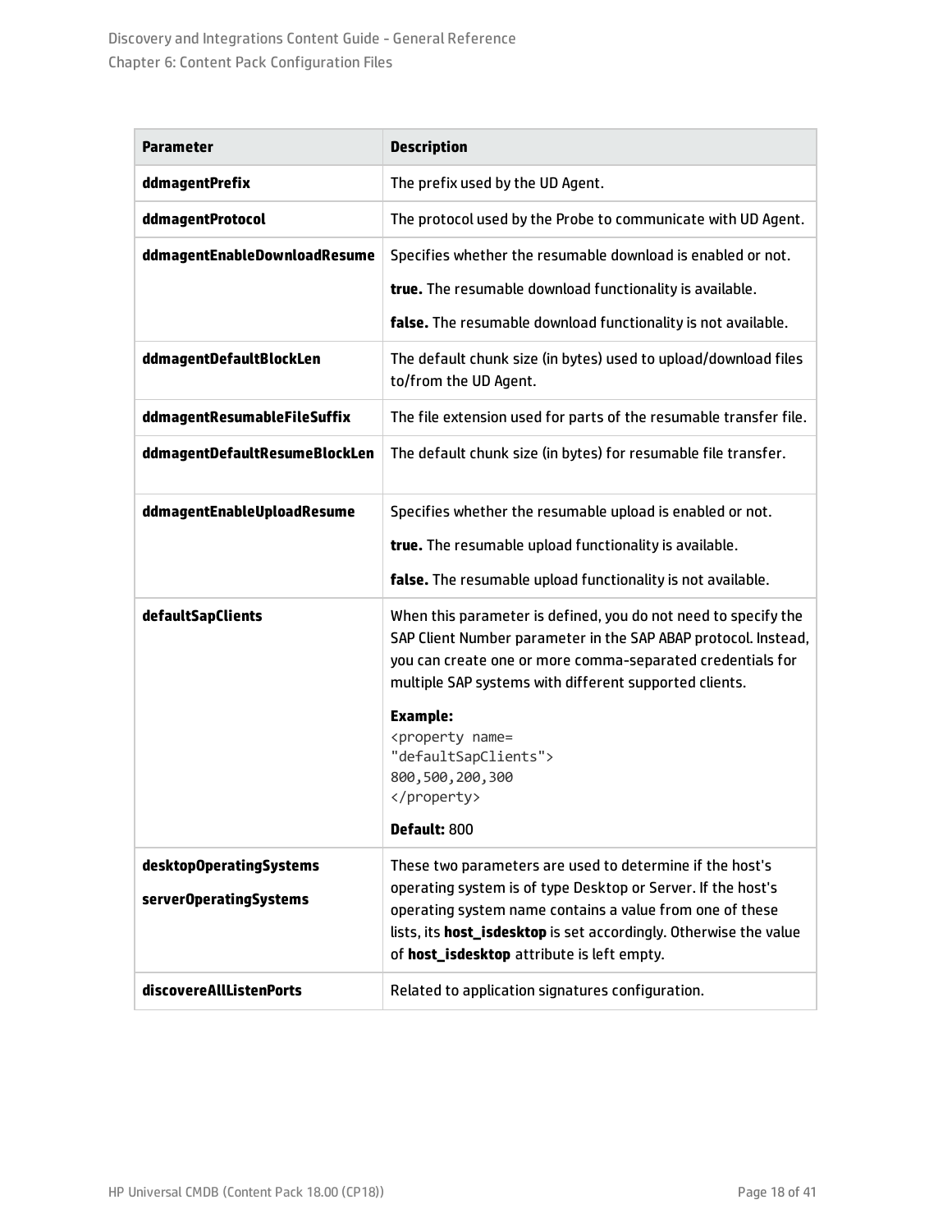| Parameter | Description |
| --- | --- |
| **ddmagentPrefix** | The prefix used by the UD Agent. |
| **ddmagentProtocol** | The protocol used by the Probe to communicate with UD Agent. |
| **ddmagentEnableDownloadResume** | Specifies whether the resumable download is enabled or not.<br><br>**true.** The resumable download functionality is available.<br><br>**false.** The resumable download functionality is not available. |
| **ddmagentDefaultBlockLen** | The default chunk size (in bytes) used to upload/download files to/from the UD Agent. |
| **ddmagentResumableFileSuffix** | The file extension used for parts of the resumable transfer file. |
| **ddmagentDefaultResumeBlockLen** | The default chunk size (in bytes) for resumable file transfer. |
| **ddmagentEnableUploadResume** | Specifies whether the resumable upload is enabled or not.<br><br>**true.** The resumable upload functionality is available.<br><br>**false.** The resumable upload functionality is not available. |
| **defaultSapClients** | When this parameter is defined, you do not need to specify the SAP Client Number parameter in the SAP ABAP protocol. Instead, you can create one or more comma-separated credentials for multiple SAP systems with different supported clients.<br><br>**Example:**<br>`<property name=`<br>`"defaultSapClients">`<br>`800,500,200,300`<br>`</property>`<br><br>**Default:** 800 |
| **desktopOperatingSystems**<br><br>**serverOperatingSystems** | These two parameters are used to determine if the host's operating system is of type Desktop or Server. If the host's operating system name contains a value from one of these lists, its **host_isdesktop** is set accordingly. Otherwise the value of **host_isdesktop** attribute is left empty. |
| **discovereAllListenPorts** | Related to application signatures configuration. |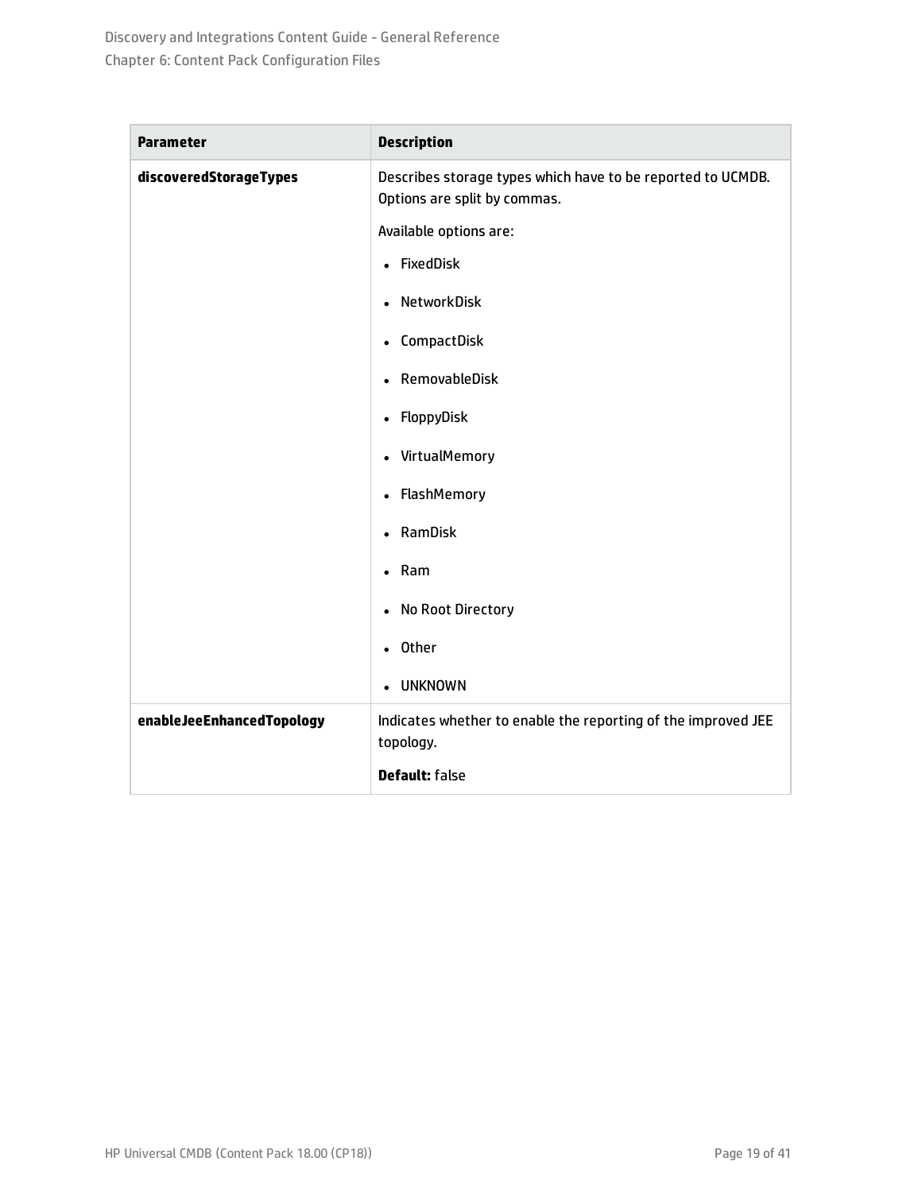| Parameter | Description |
| --- | --- |
| **discoveredStorageTypes** | Describes storage types which have to be reported to UCMDB. Options are split by commas.<br><br>Available options are:<br><br>• FixedDisk<br>• NetworkDisk<br>• CompactDisk<br>• RemovableDisk<br>• FloppyDisk<br>• VirtualMemory<br>• FlashMemory<br>• RamDisk<br>• Ram<br>• No Root Directory<br>• Other<br>• UNKNOWN |
| **enableJeeEnhancedTopology** | Indicates whether to enable the reporting of the improved JEE topology.<br><br>**Default:** false |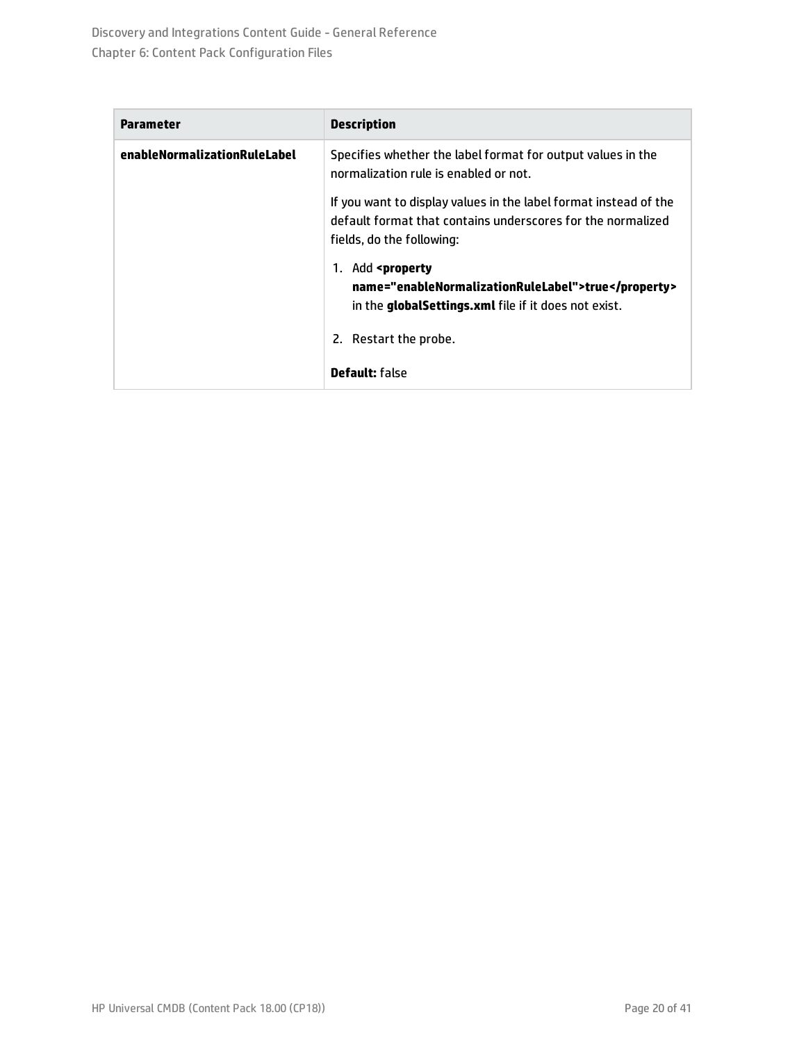| Parameter | Description |
| --- | --- |
| **enableNormalizationRuleLabel** | Specifies whether the label format for output values in the normalization rule is enabled or not.<br><br>If you want to display values in the label format instead of the default format that contains underscores for the normalized fields, do the following:<br><br>1. Add **<property name="enableNormalizationRuleLabel">true</property>** in the **globalSettings.xml** file if it does not exist.<br>2. Restart the probe.<br><br>**Default:** false |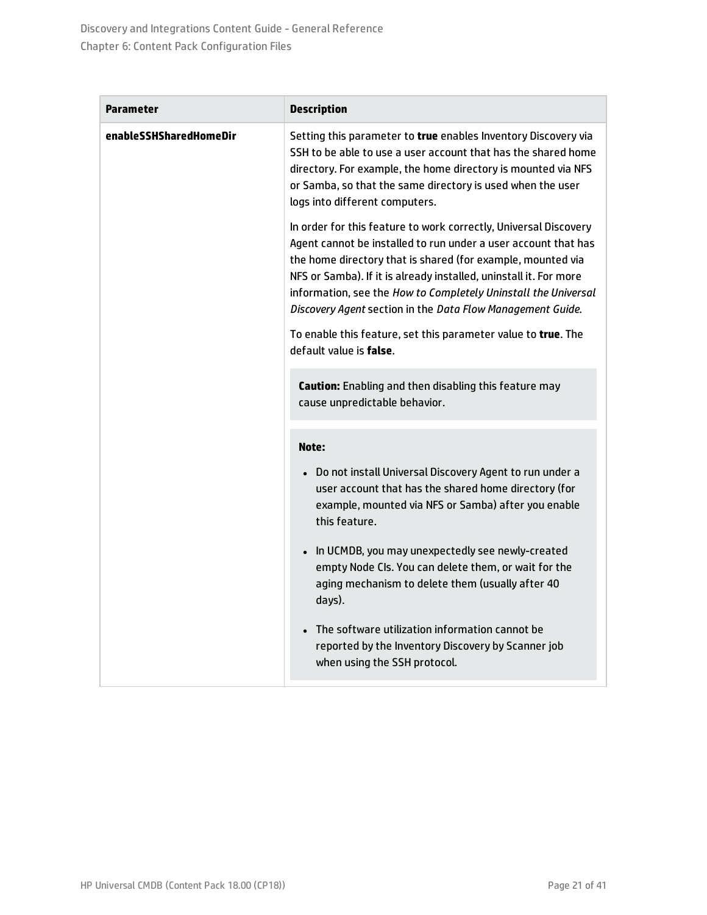| Parameter | Description |
|---|---|
| **enableSSHSharedHomeDir** | Setting this parameter to **true** enables Inventory Discovery via SSH to be able to use a user account that has the shared home directory. For example, the home directory is mounted via NFS or Samba, so that the same directory is used when the user logs into different computers.<br><br>In order for this feature to work correctly, Universal Discovery Agent cannot be installed to run under a user account that has the home directory that is shared (for example, mounted via NFS or Samba). If it is already installed, uninstall it. For more information, see the *How to Completely Uninstall the Universal Discovery Agent* section in the *Data Flow Management Guide*.<br><br>To enable this feature, set this parameter value to **true**. The default value is **false**.<br><br>**Caution:** Enabling and then disabling this feature may cause unpredictable behavior.<br><br>**Note:**<br>• Do not install Universal Discovery Agent to run under a user account that has the shared home directory (for example, mounted via NFS or Samba) after you enable this feature.<br>• In UCMDB, you may unexpectedly see newly-created empty Node CIs. You can delete them, or wait for the aging mechanism to delete them (usually after 40 days).<br>• The software utilization information cannot be reported by the Inventory Discovery by Scanner job when using the SSH protocol. |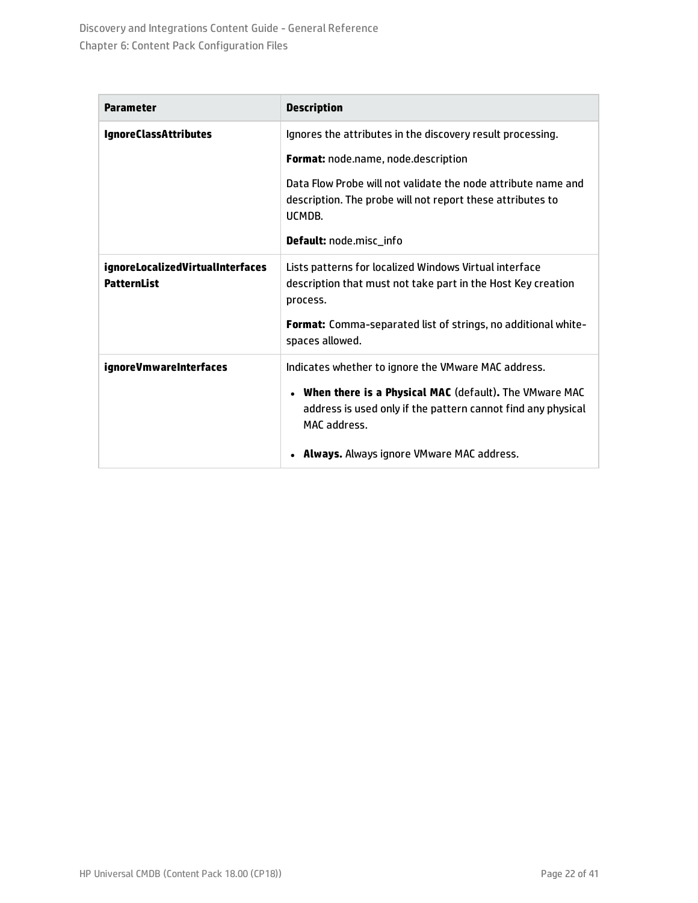| Parameter | Description |
|---|---|
| **IgnoreClassAttributes** | Ignores the attributes in the discovery result processing.<br><br>**Format:** node.name, node.description<br><br>Data Flow Probe will not validate the node attribute name and description. The probe will not report these attributes to UCMDB.<br><br>**Default:** node.misc_info |
| **ignoreLocalizedVirtualInterfaces PatternList** | Lists patterns for localized Windows Virtual interface description that must not take part in the Host Key creation process.<br><br>**Format:** Comma-separated list of strings, no additional white-spaces allowed. |
| **ignoreVmwareInterfaces** | Indicates whether to ignore the VMware MAC address.<br><br>• **When there is a Physical MAC** (default)**.** The VMware MAC address is used only if the pattern cannot find any physical MAC address.<br><br>• **Always.** Always ignore VMware MAC address. |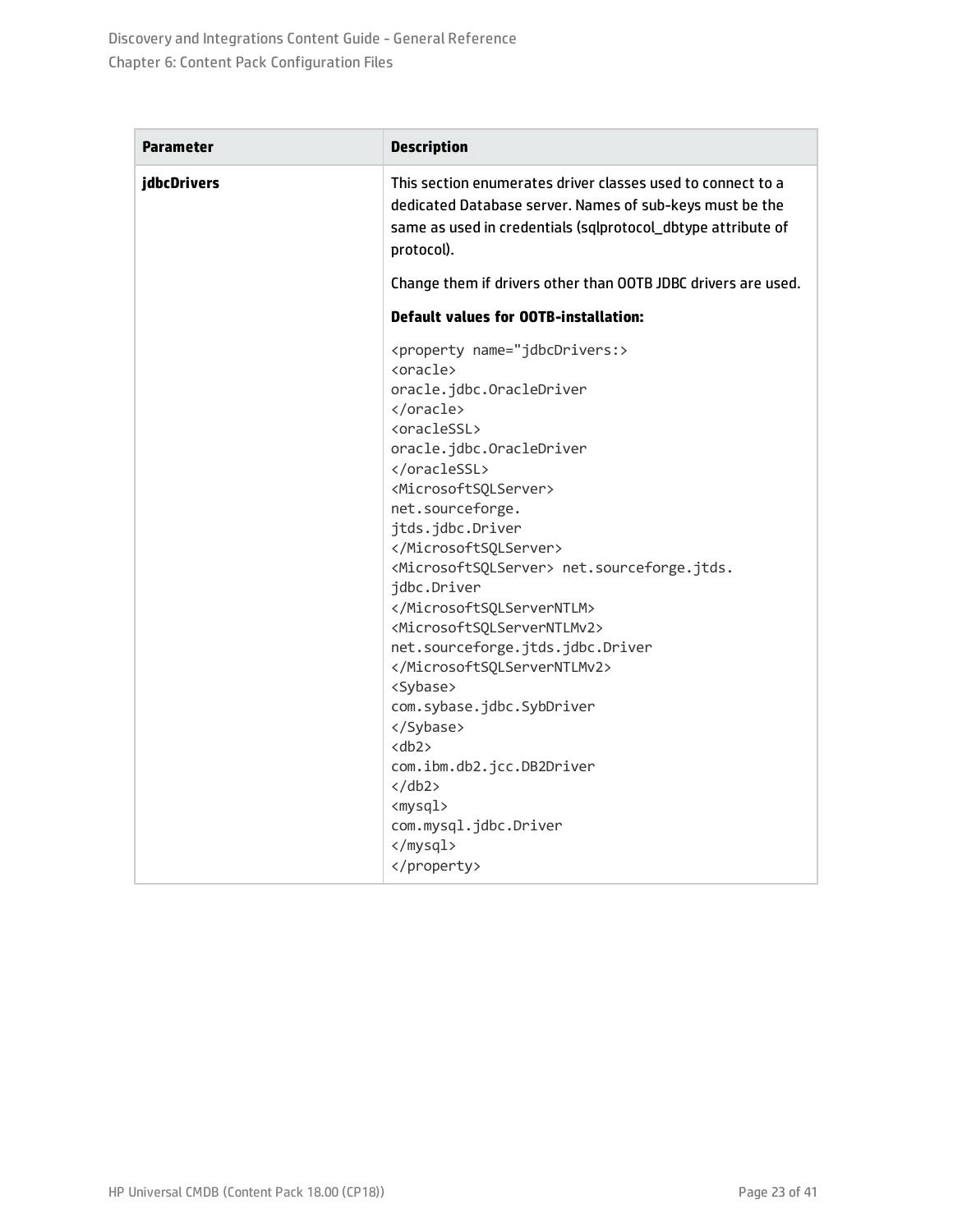| Parameter | Description |
| --- | --- |
| **jdbcDrivers** | This section enumerates driver classes used to connect to a dedicated Database server. Names of sub-keys must be the same as used in credentials (sqlprotocol_dbtype attribute of protocol).<br><br>Change them if drivers other than OOTB JDBC drivers are used.<br><br>**Default values for OOTB-installation:**<br><br>`<property name="jdbcDrivers:>`<br>`<oracle>`<br>`oracle.jdbc.OracleDriver`<br>`</oracle>`<br>`<oracleSSL>`<br>`oracle.jdbc.OracleDriver`<br>`</oracleSSL>`<br>`<MicrosoftSQLServer>`<br>`net.sourceforge.`<br>`jtds.jdbc.Driver`<br>`</MicrosoftSQLServer>`<br>`<MicrosoftSQLServer> net.sourceforge.jtds.`<br>`jdbc.Driver`<br>`</MicrosoftSQLServerNTLM>`<br>`<MicrosoftSQLServerNTLMv2>`<br>`net.sourceforge.jtds.jdbc.Driver`<br>`</MicrosoftSQLServerNTLMv2>`<br>`<Sybase>`<br>`com.sybase.jdbc.SybDriver`<br>`</Sybase>`<br>`<db2>`<br>`com.ibm.db2.jcc.DB2Driver`<br>`</db2>`<br>`<mysql>`<br>`com.mysql.jdbc.Driver`<br>`</mysql>`<br>`</property>` |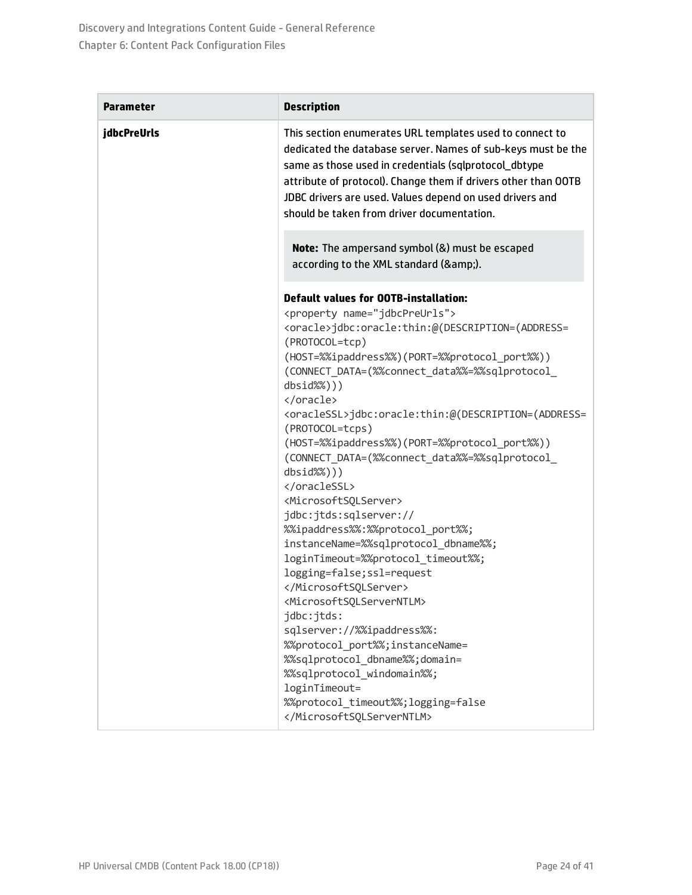| Parameter | Description |
| --- | --- |
| **jdbcPreUrls** | This section enumerates URL templates used to connect to dedicated the database server. Names of sub-keys must be the same as those used in credentials (sqlprotocol_dbtype attribute of protocol). Change them if drivers other than OOTB JDBC drivers are used. Values depend on used drivers and should be taken from driver documentation.<br><br>**Note:** The ampersand symbol (&) must be escaped according to the XML standard (&amp;amp;).<br><br>**Default values for OOTB-installation:**<br>`<property name="jdbcPreUrls">`<br>`<oracle>jdbc:oracle:thin:@(DESCRIPTION=(ADDRESS=(PROTOCOL=tcp)(HOST=%%ipaddress%%)(PORT=%%protocol_port%%))(CONNECT_DATA=(%%connect_data%%=%%sqlprotocol_dbsid%%)))`<br>`</oracle>`<br>`<oracleSSL>jdbc:oracle:thin:@(DESCRIPTION=(ADDRESS=(PROTOCOL=tcps)(HOST=%%ipaddress%%)(PORT=%%protocol_port%%))(CONNECT_DATA=(%%connect_data%%=%%sqlprotocol_dbsid%%)))`<br>`</oracleSSL>`<br>`<MicrosoftSQLServer>`<br>`jdbc:jtds:sqlserver://%%ipaddress%%:%%protocol_port%%;instanceName=%%sqlprotocol_dbname%%;loginTimeout=%%protocol_timeout%%;logging=false;ssl=request`<br>`</MicrosoftSQLServer>`<br>`<MicrosoftSQLServerNTLM>`<br>`jdbc:jtds:sqlserver://%%ipaddress%%:%%protocol_port%%;instanceName=%%sqlprotocol_dbname%%;domain=%%sqlprotocol_windomain%%;loginTimeout=%%protocol_timeout%%;logging=false`<br>`</MicrosoftSQLServerNTLM>` |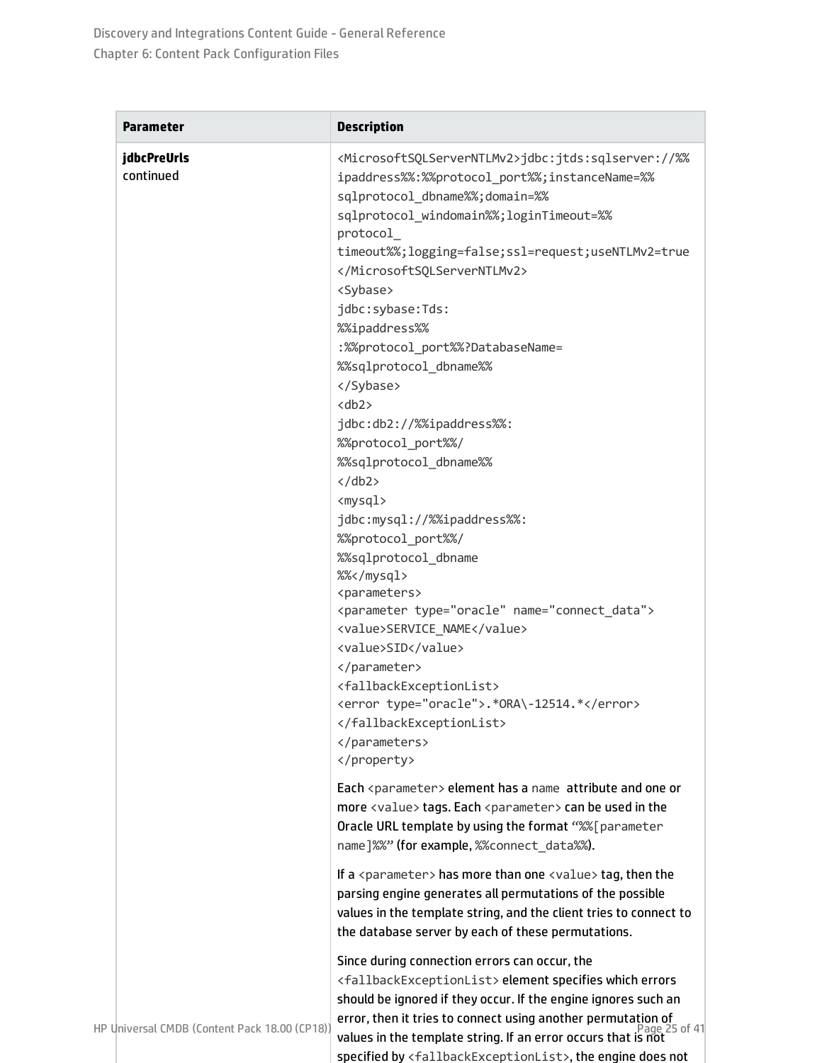| Parameter | Description |
| --- | --- |
| **jdbcPreUrls** continued | `<MicrosoftSQLServerNTLMv2>jdbc:jtds:sqlserver://%%ipaddress%%:%%protocol_port%%;instanceName=%%sqlprotocol_dbname%%;domain=%%sqlprotocol_windomain%%;loginTimeout=%%protocol_timeout%%;logging=false;ssl=request;useNTLMv2=true</MicrosoftSQLServerNTLMv2>`<br>`<Sybase>`<br>`jdbc:sybase:Tds:`<br>`%%ipaddress%%`<br>`:%%protocol_port%%?DatabaseName=`<br>`%%sqlprotocol_dbname%%`<br>`</Sybase>`<br>`<db2>`<br>`jdbc:db2://%%ipaddress%%:`<br>`%%protocol_port%%/`<br>`%%sqlprotocol_dbname%%`<br>`</db2>`<br>`<mysql>`<br>`jdbc:mysql://%%ipaddress%%:`<br>`%%protocol_port%%/`<br>`%%sqlprotocol_dbname`<br>`%%</mysql>`<br>`<parameters>`<br>`<parameter type="oracle" name="connect_data">`<br>`<value>SERVICE_NAME</value>`<br>`<value>SID</value>`<br>`</parameter>`<br>`<fallbackExceptionList>`<br>`<error type="oracle">.*ORA\-12514.*</error>`<br>`</fallbackExceptionList>`<br>`</parameters>`<br>`</property>`<br><br>Each `<parameter>` element has a `name` attribute and one or more `<value>` tags. Each `<parameter>` can be used in the Oracle URL template by using the format "`%%[parameter name]%%`" (for example, `%%connect_data%%`).<br><br>If a `<parameter>` has more than one `<value>` tag, then the parsing engine generates all permutations of the possible values in the template string, and the client tries to connect to the database server by each of these permutations.<br><br>Since during connection errors can occur, the `<fallbackExceptionList>` element specifies which errors should be ignored if they occur. If the engine ignores such an error, then it tries to connect using another permutation of values in the template string. If an error occurs that is not specified by `<fallbackExceptionList>`, the engine does not |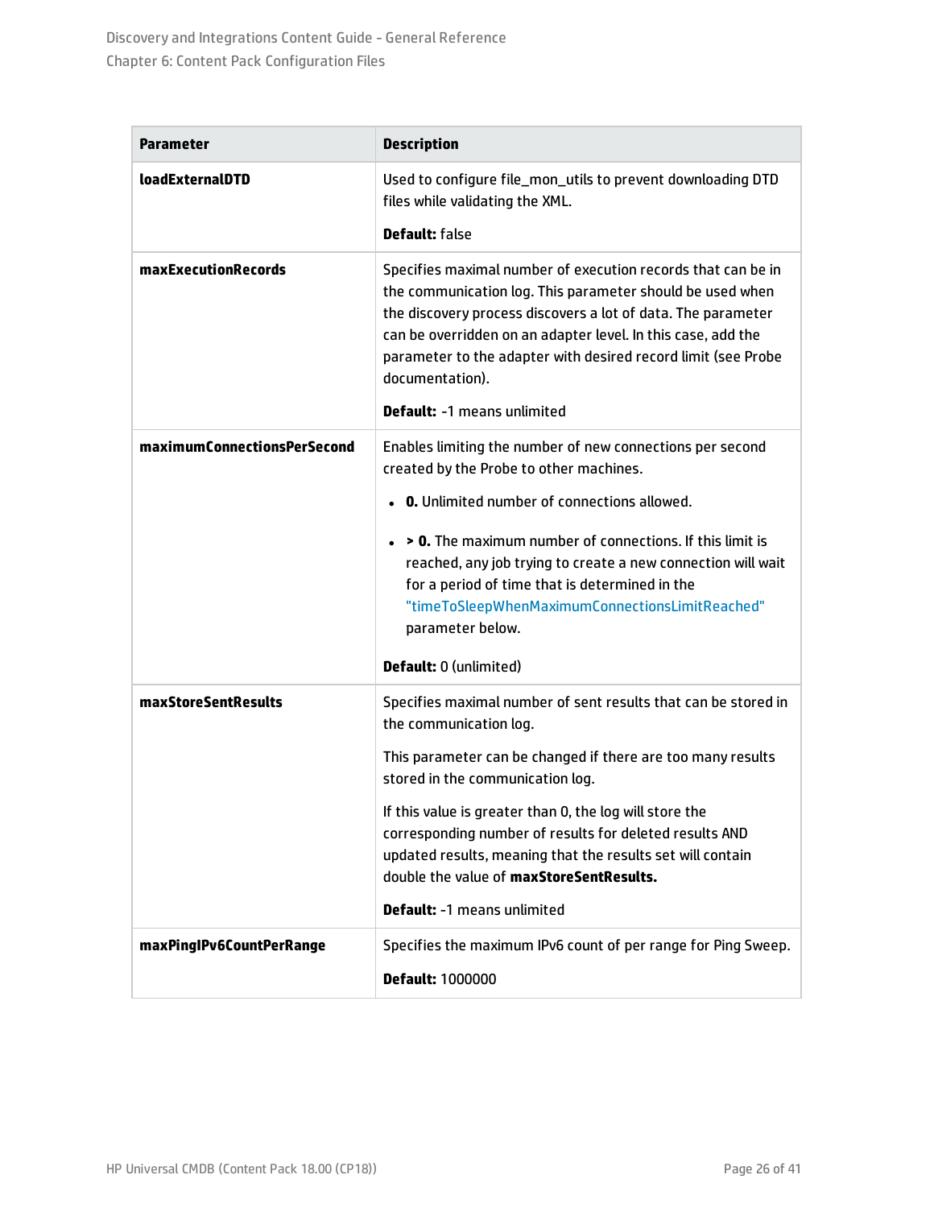| Parameter | Description |
| --- | --- |
| **loadExternalDTD** | Used to configure file_mon_utils to prevent downloading DTD files while validating the XML.<br><br>**Default:** false |
| **maxExecutionRecords** | Specifies maximal number of execution records that can be in the communication log. This parameter should be used when the discovery process discovers a lot of data. The parameter can be overridden on an adapter level. In this case, add the parameter to the adapter with desired record limit (see Probe documentation).<br><br>**Default:** -1 means unlimited |
| **maximumConnectionsPerSecond** | Enables limiting the number of new connections per second created by the Probe to other machines.<br><br>• **0.** Unlimited number of connections allowed.<br><br>• **> 0.** The maximum number of connections. If this limit is reached, any job trying to create a new connection will wait for a period of time that is determined in the "timeToSleepWhenMaximumConnectionsLimitReached" parameter below.<br><br>**Default:** 0 (unlimited) |
| **maxStoreSentResults** | Specifies maximal number of sent results that can be stored in the communication log.<br><br>This parameter can be changed if there are too many results stored in the communication log.<br><br>If this value is greater than 0, the log will store the corresponding number of results for deleted results AND updated results, meaning that the results set will contain double the value of **maxStoreSentResults.**<br><br>**Default:** -1 means unlimited |
| **maxPingIPv6CountPerRange** | Specifies the maximum IPv6 count of per range for Ping Sweep.<br><br>**Default:** 1000000 |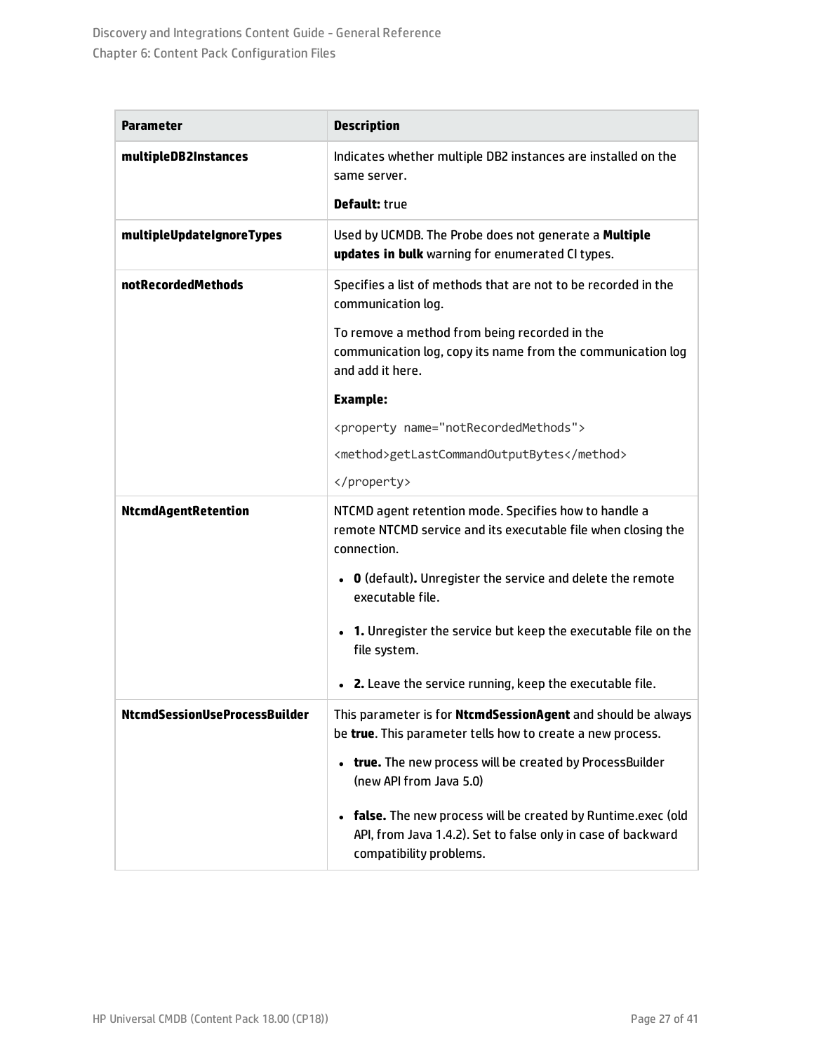| Parameter | Description |
| --- | --- |
| **multipleDB2Instances** | Indicates whether multiple DB2 instances are installed on the same server.<br><br>**Default:** true |
| **multipleUpdateIgnoreTypes** | Used by UCMDB. The Probe does not generate a **Multiple updates in bulk** warning for enumerated CI types. |
| **notRecordedMethods** | Specifies a list of methods that are not to be recorded in the communication log.<br><br>To remove a method from being recorded in the communication log, copy its name from the communication log and add it here.<br><br>**Example:**<br><br>`<property name="notRecordedMethods">`<br><br>`<method>getLastCommandOutputBytes</method>`<br><br>`</property>` |
| **NtcmdAgentRetention** | NTCMD agent retention mode. Specifies how to handle a remote NTCMD service and its executable file when closing the connection.<br><br>• **0** (default)**.** Unregister the service and delete the remote executable file.<br><br>• **1.** Unregister the service but keep the executable file on the file system.<br><br>• **2.** Leave the service running, keep the executable file. |
| **NtcmdSessionUseProcessBuilder** | This parameter is for **NtcmdSessionAgent** and should be always be **true**. This parameter tells how to create a new process.<br><br>• **true.** The new process will be created by ProcessBuilder (new API from Java 5.0)<br><br>• **false.** The new process will be created by Runtime.exec (old API, from Java 1.4.2). Set to false only in case of backward compatibility problems. |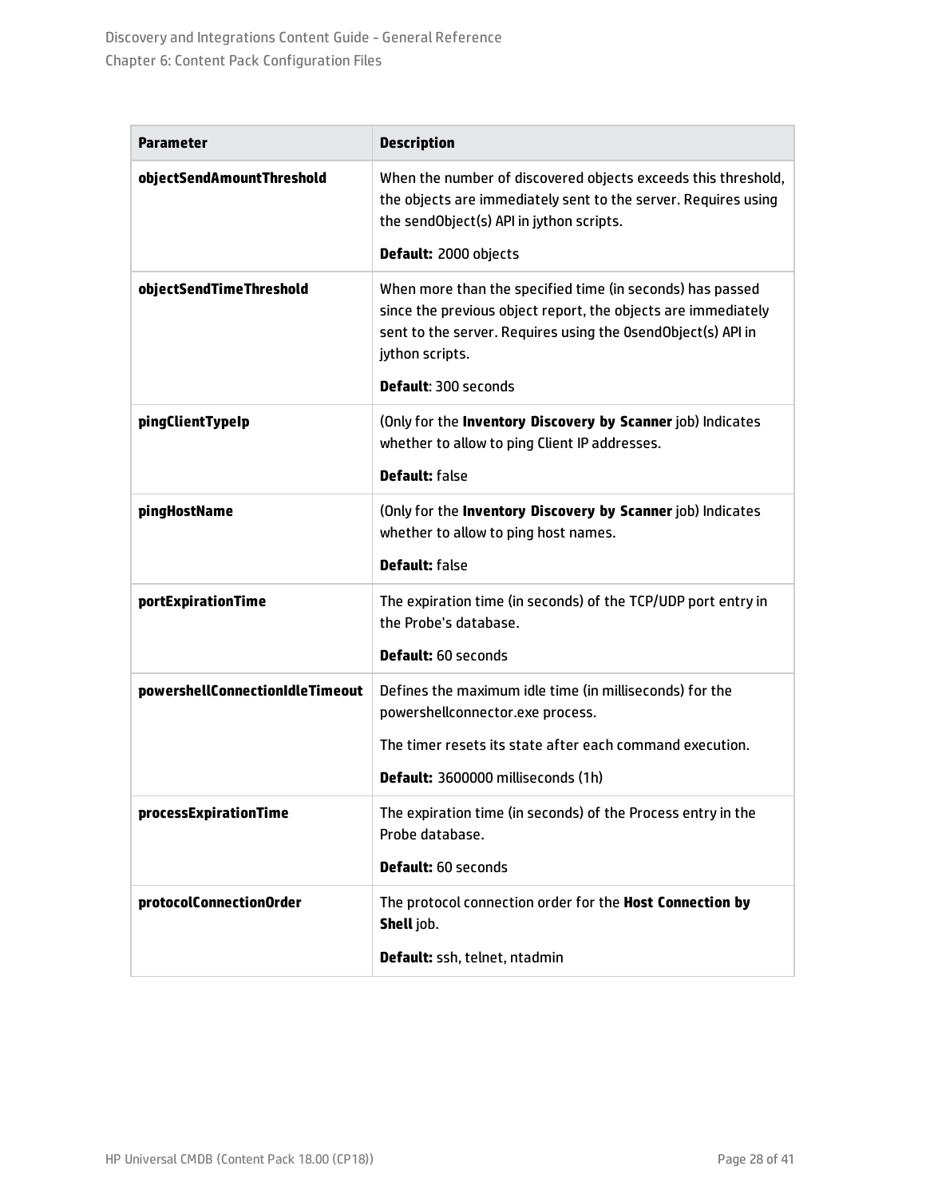| Parameter | Description |
| --- | --- |
| **objectSendAmountThreshold** | When the number of discovered objects exceeds this threshold, the objects are immediately sent to the server. Requires using the sendObject(s) API in jython scripts.<br><br>**Default:** 2000 objects |
| **objectSendTimeThreshold** | When more than the specified time (in seconds) has passed since the previous object report, the objects are immediately sent to the server. Requires using the 0sendObject(s) API in jython scripts.<br><br>**Default**: 300 seconds |
| **pingClientTypeIp** | (Only for the **Inventory Discovery by Scanner** job) Indicates whether to allow to ping Client IP addresses.<br><br>**Default:** false |
| **pingHostName** | (Only for the **Inventory Discovery by Scanner** job) Indicates whether to allow to ping host names.<br><br>**Default:** false |
| **portExpirationTime** | The expiration time (in seconds) of the TCP/UDP port entry in the Probe's database.<br><br>**Default:** 60 seconds |
| **powershellConnectionIdleTimeout** | Defines the maximum idle time (in milliseconds) for the powershellconnector.exe process.<br><br>The timer resets its state after each command execution.<br><br>**Default:** 3600000 milliseconds (1h) |
| **processExpirationTime** | The expiration time (in seconds) of the Process entry in the Probe database.<br><br>**Default:** 60 seconds |
| **protocolConnectionOrder** | The protocol connection order for the **Host Connection by Shell** job.<br><br>**Default:** ssh, telnet, ntadmin |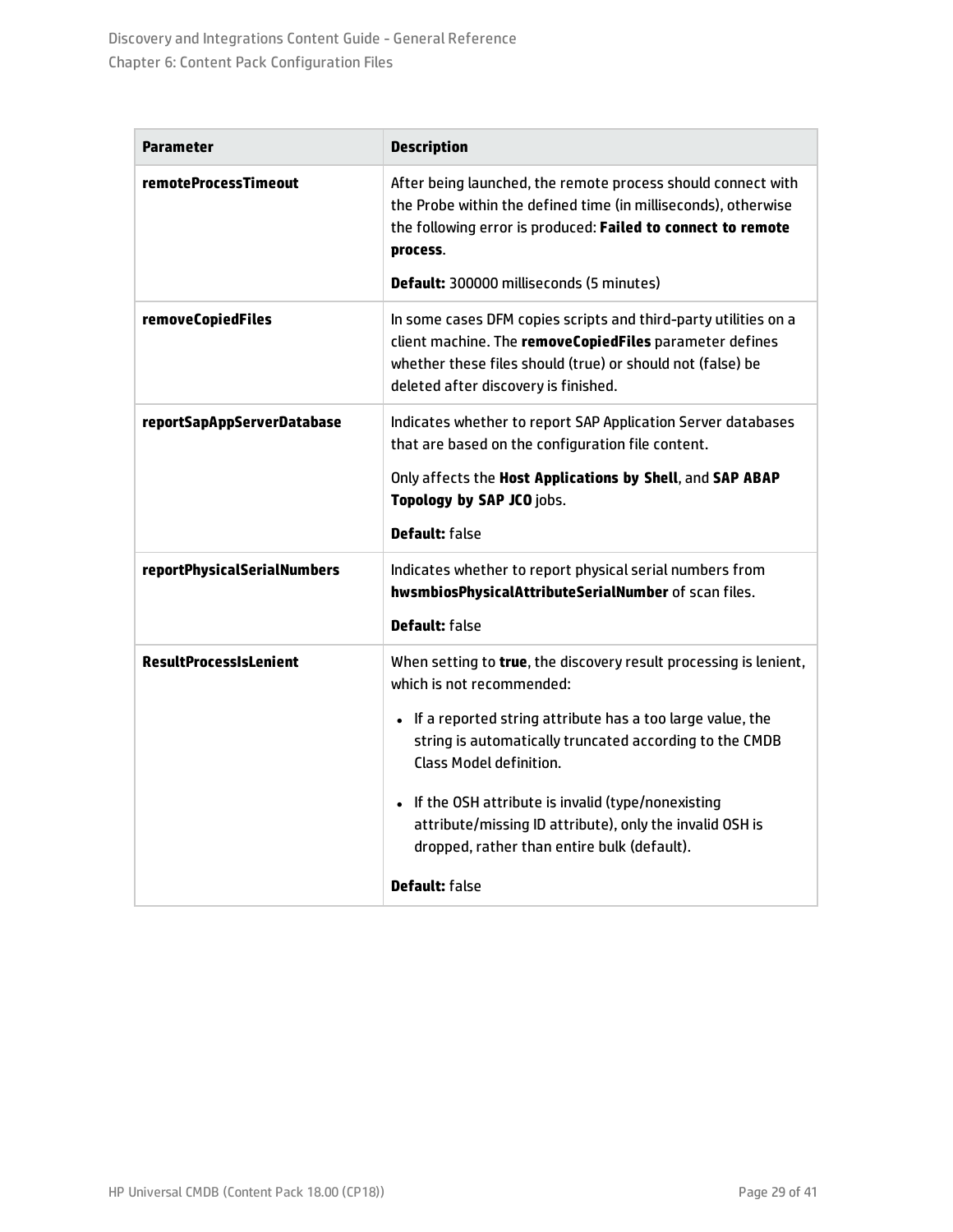| Parameter | Description |
| --- | --- |
| **remoteProcessTimeout** | After being launched, the remote process should connect with the Probe within the defined time (in milliseconds), otherwise the following error is produced: **Failed to connect to remote process**.<br><br>**Default:** 300000 milliseconds (5 minutes) |
| **removeCopiedFiles** | In some cases DFM copies scripts and third-party utilities on a client machine. The **removeCopiedFiles** parameter defines whether these files should (true) or should not (false) be deleted after discovery is finished. |
| **reportSapAppServerDatabase** | Indicates whether to report SAP Application Server databases that are based on the configuration file content.<br><br>Only affects the **Host Applications by Shell**, and **SAP ABAP Topology by SAP JCO** jobs.<br><br>**Default:** false |
| **reportPhysicalSerialNumbers** | Indicates whether to report physical serial numbers from **hwsmbiosPhysicalAttributeSerialNumber** of scan files.<br><br>**Default:** false |
| **ResultProcessIsLenient** | When setting to **true**, the discovery result processing is lenient, which is not recommended:<br><br>• If a reported string attribute has a too large value, the string is automatically truncated according to the CMDB Class Model definition.<br><br>• If the OSH attribute is invalid (type/nonexisting attribute/missing ID attribute), only the invalid OSH is dropped, rather than entire bulk (default).<br><br>**Default:** false |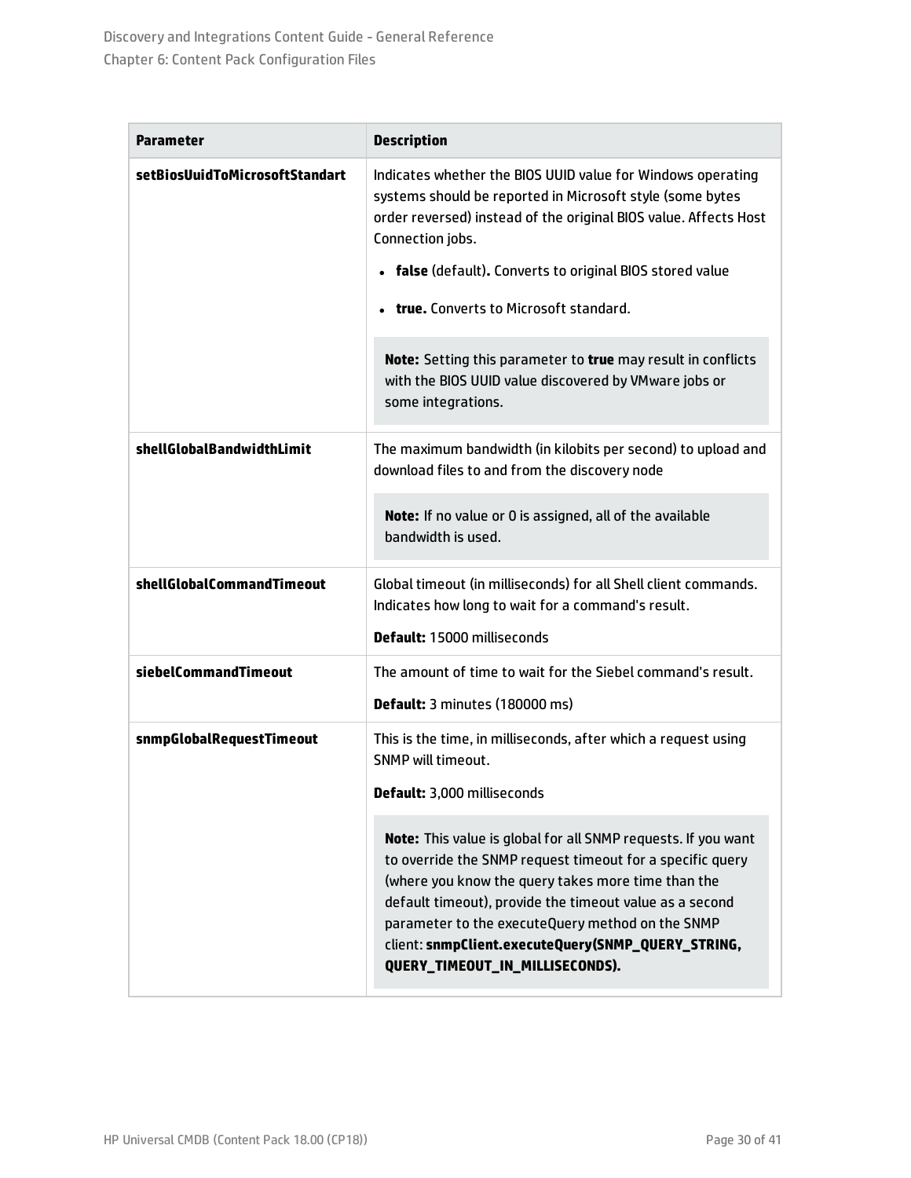| Parameter | Description |
|---|---|
| **setBiosUuidToMicrosoftStandart** | Indicates whether the BIOS UUID value for Windows operating systems should be reported in Microsoft style (some bytes order reversed) instead of the original BIOS value. Affects Host Connection jobs.<br><br>• **false** (default)**.** Converts to original BIOS stored value<br>• **true.** Converts to Microsoft standard.<br><br>**Note:** Setting this parameter to **true** may result in conflicts with the BIOS UUID value discovered by VMware jobs or some integrations. |
| **shellGlobalBandwidthLimit** | The maximum bandwidth (in kilobits per second) to upload and download files to and from the discovery node<br><br>**Note:** If no value or 0 is assigned, all of the available bandwidth is used. |
| **shellGlobalCommandTimeout** | Global timeout (in milliseconds) for all Shell client commands. Indicates how long to wait for a command's result.<br><br>**Default:** 15000 milliseconds |
| **siebelCommandTimeout** | The amount of time to wait for the Siebel command's result.<br><br>**Default:** 3 minutes (180000 ms) |
| **snmpGlobalRequestTimeout** | This is the time, in milliseconds, after which a request using SNMP will timeout.<br><br>**Default:** 3,000 milliseconds<br><br>**Note:** This value is global for all SNMP requests. If you want to override the SNMP request timeout for a specific query (where you know the query takes more time than the default timeout), provide the timeout value as a second parameter to the executeQuery method on the SNMP client: **snmpClient.executeQuery(SNMP_QUERY_STRING, QUERY_TIMEOUT_IN_MILLISECONDS).** |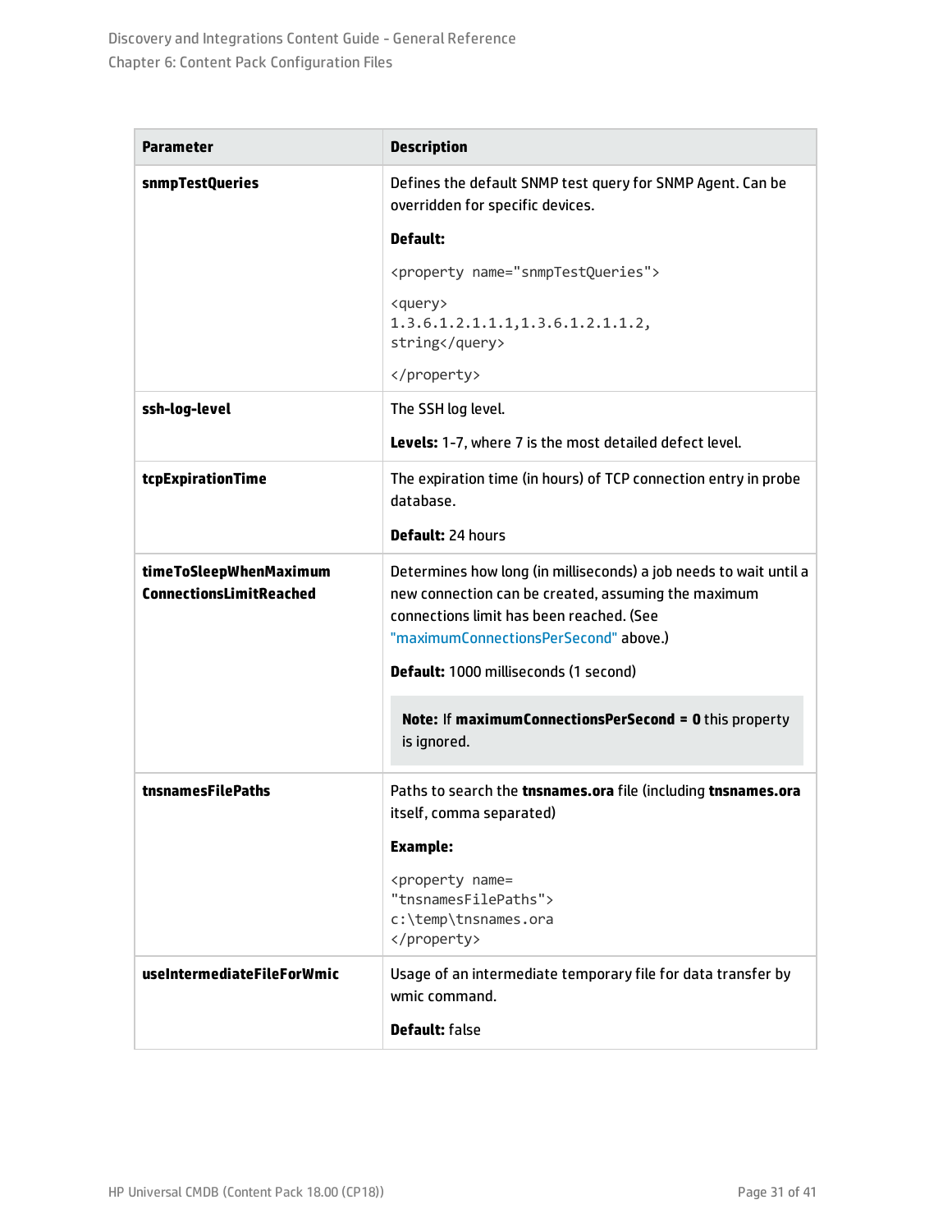| Parameter | Description |
|---|---|
| **snmpTestQueries** | Defines the default SNMP test query for SNMP Agent. Can be overridden for specific devices.<br><br>**Default:**<br><br>`<property name="snmpTestQueries">`<br><br>`<query> 1.3.6.1.2.1.1.1,1.3.6.1.2.1.1.2, string</query>`<br><br>`</property>` |
| **ssh-log-level** | The SSH log level.<br><br>**Levels:** 1-7, where 7 is the most detailed defect level. |
| **tcpExpirationTime** | The expiration time (in hours) of TCP connection entry in probe database.<br><br>**Default:** 24 hours |
| **timeToSleepWhenMaximumConnectionsLimitReached** | Determines how long (in milliseconds) a job needs to wait until a new connection can be created, assuming the maximum connections limit has been reached. (See "maximumConnectionsPerSecond" above.)<br><br>**Default:** 1000 milliseconds (1 second)<br><br>**Note:** If **maximumConnectionsPerSecond = 0** this property is ignored. |
| **tnsnamesFilePaths** | Paths to search the **tnsnames.ora** file (including **tnsnames.ora** itself, comma separated)<br><br>**Example:**<br><br>`<property name= "tnsnamesFilePaths"> c:\temp\tnsnames.ora </property>` |
| **useIntermediateFileForWmic** | Usage of an intermediate temporary file for data transfer by wmic command.<br><br>**Default:** false |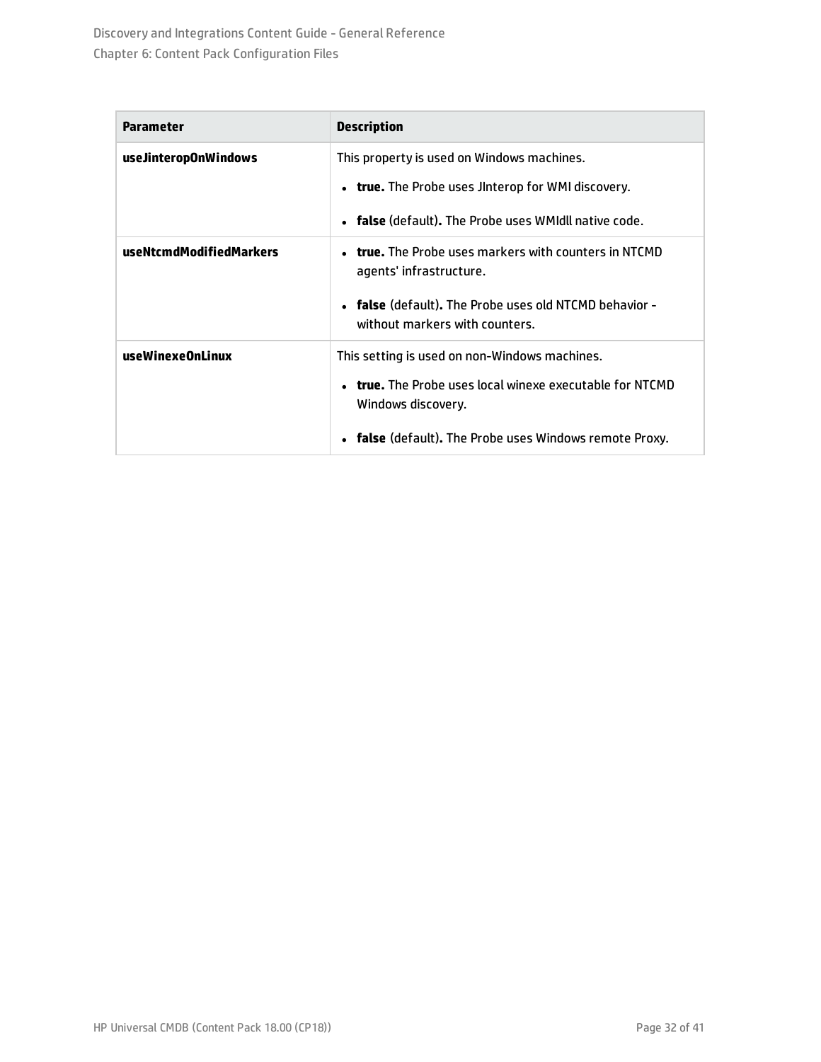| Parameter | Description |
|---|---|
| **useJinteropOnWindows** | This property is used on Windows machines.<br>• **true.** The Probe uses JInterop for WMI discovery.<br>• **false** (default)**.** The Probe uses WMIdll native code. |
| **useNtcmdModifiedMarkers** | • **true.** The Probe uses markers with counters in NTCMD agents' infrastructure.<br>• **false** (default)**.** The Probe uses old NTCMD behavior - without markers with counters. |
| **useWinexeOnLinux** | This setting is used on non-Windows machines.<br>• **true.** The Probe uses local winexe executable for NTCMD Windows discovery.<br>• **false** (default)**.** The Probe uses Windows remote Proxy. |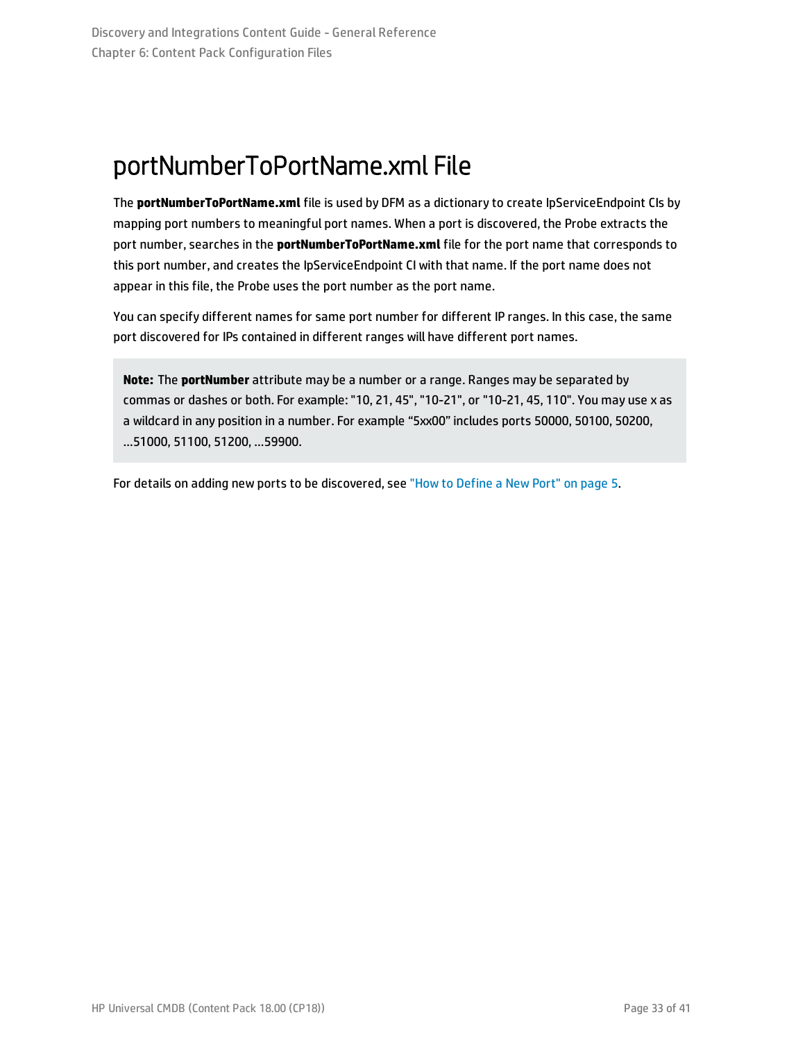# portNumberToPortName.xml File

The **portNumberToPortName.xml** file is used by DFM as a dictionary to create IpServiceEndpoint CIs by mapping port numbers to meaningful port names. When a port is discovered, the Probe extracts the port number, searches in the **portNumberToPortName.xml** file for the port name that corresponds to this port number, and creates the IpServiceEndpoint CI with that name. If the port name does not appear in this file, the Probe uses the port number as the port name.

You can specify different names for same port number for different IP ranges. In this case, the same port discovered for IPs contained in different ranges will have different port names.

> **Note:** The **portNumber** attribute may be a number or a range. Ranges may be separated by commas or dashes or both. For example: "10, 21, 45", "10-21", or "10-21, 45, 110". You may use x as a wildcard in any position in a number. For example “5xx00” includes ports 50000, 50100, 50200, ...51000, 51100, 51200, ...59900.

For details on adding new ports to be discovered, see "How to Define a New Port" on page 5.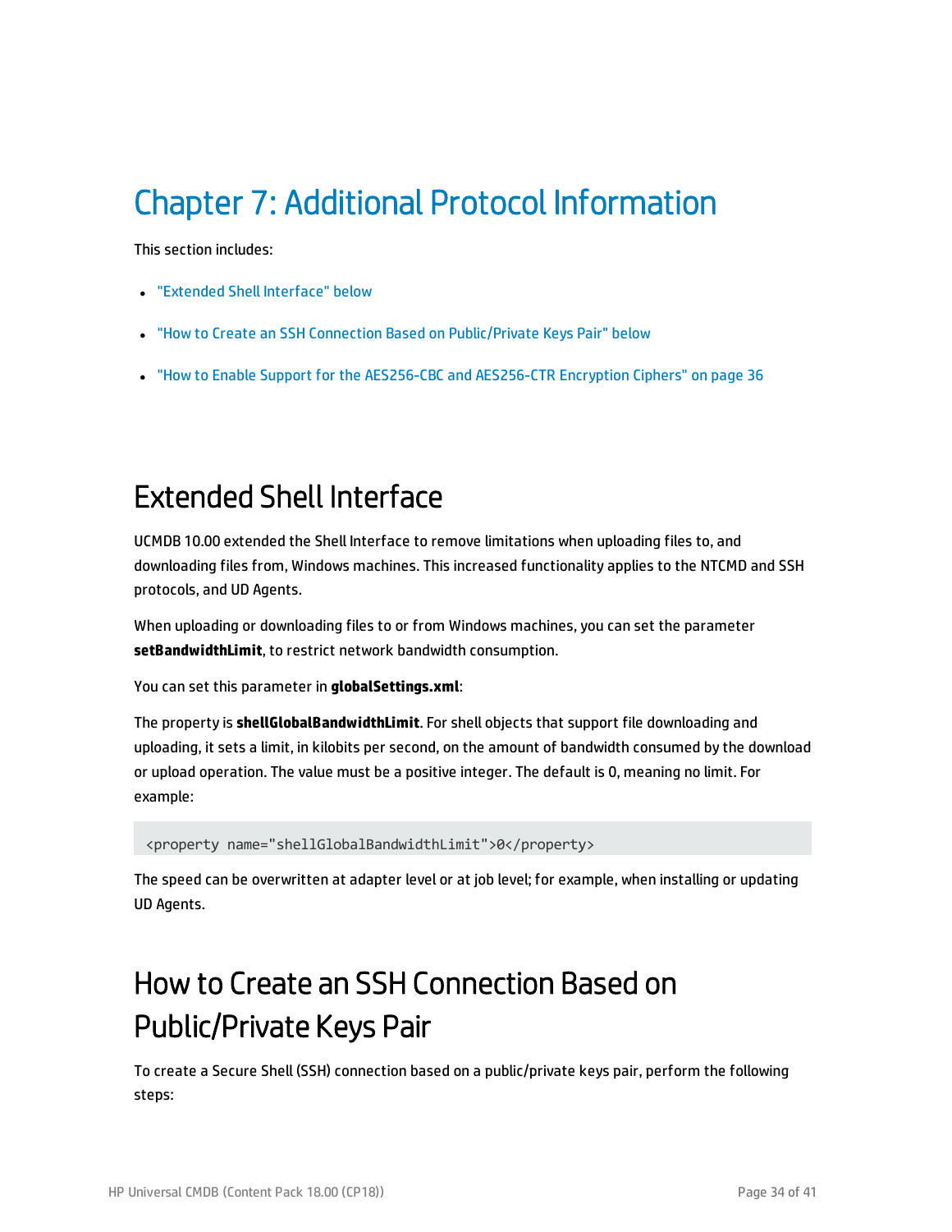# Chapter 7: Additional Protocol Information

This section includes:

- "Extended Shell Interface" below
- "How to Create an SSH Connection Based on Public/Private Keys Pair" below
- "How to Enable Support for the AES256-CBC and AES256-CTR Encryption Ciphers" on page 36

## Extended Shell Interface

UCMDB 10.00 extended the Shell Interface to remove limitations when uploading files to, and downloading files from, Windows machines. This increased functionality applies to the NTCMD and SSH protocols, and UD Agents.

When uploading or downloading files to or from Windows machines, you can set the parameter **setBandwidthLimit**, to restrict network bandwidth consumption.

You can set this parameter in **globalSettings.xml**:

The property is **shellGlobalBandwidthLimit**. For shell objects that support file downloading and uploading, it sets a limit, in kilobits per second, on the amount of bandwidth consumed by the download or upload operation. The value must be a positive integer. The default is 0, meaning no limit. For example:

```
<property name="shellGlobalBandwidthLimit">0</property>
```

The speed can be overwritten at adapter level or at job level; for example, when installing or updating UD Agents.

## How to Create an SSH Connection Based on Public/Private Keys Pair

To create a Secure Shell (SSH) connection based on a public/private keys pair, perform the following steps: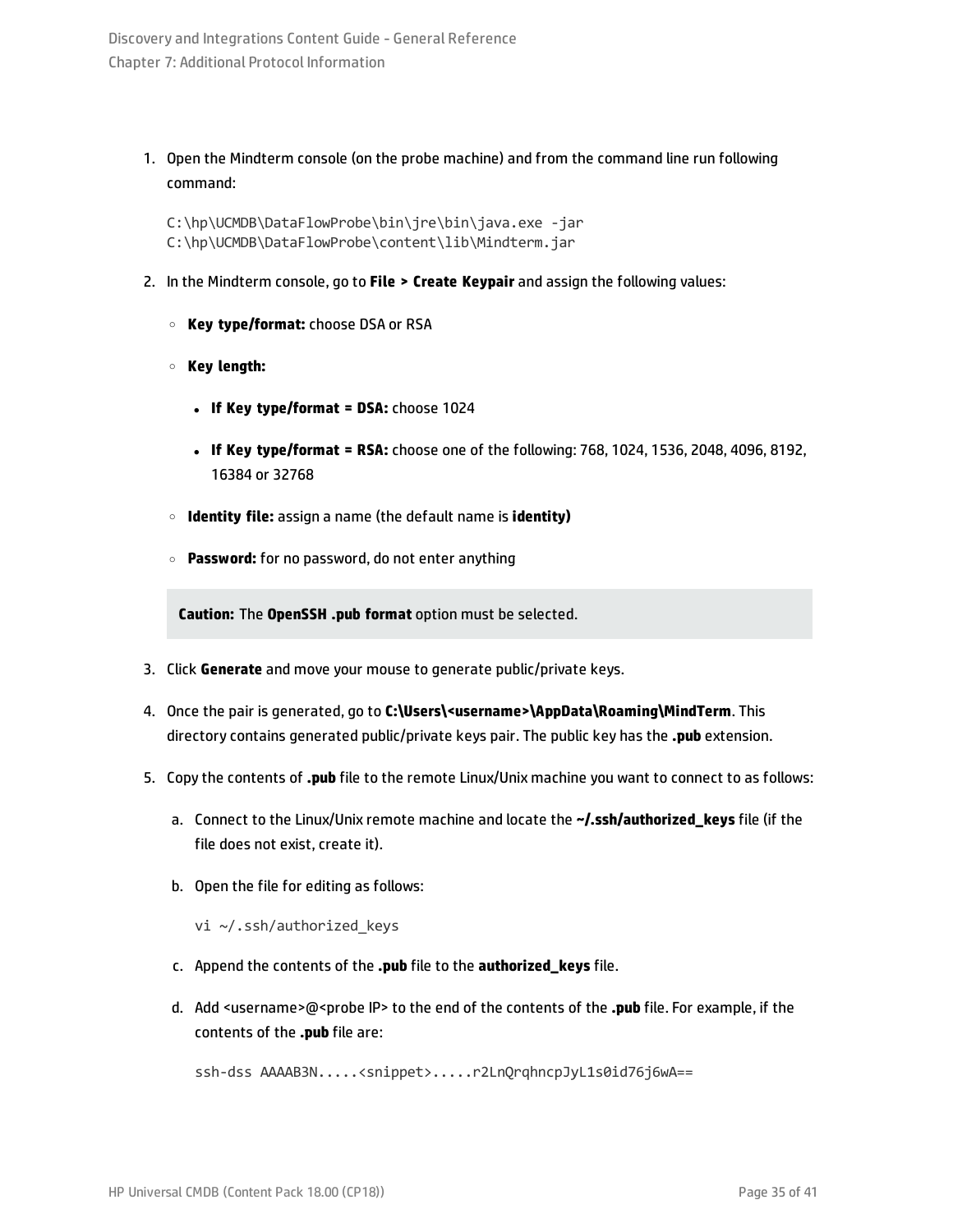1. Open the Mindterm console (on the probe machine) and from the command line run following command:

   ```
   C:\hp\UCMDB\DataFlowProbe\bin\jre\bin\java.exe -jar
   C:\hp\UCMDB\DataFlowProbe\content\lib\Mindterm.jar
   ```

2. In the Mindterm console, go to **File > Create Keypair** and assign the following values:

   - **Key type/format:** choose DSA or RSA
   - **Key length:**
     - **If Key type/format = DSA:** choose 1024
     - **If Key type/format = RSA:** choose one of the following: 768, 1024, 1536, 2048, 4096, 8192, 16384 or 32768
   - **Identity file:** assign a name (the default name is **identity)**
   - **Password:** for no password, do not enter anything

   > **Caution:** The **OpenSSH .pub format** option must be selected.

3. Click **Generate** and move your mouse to generate public/private keys.

4. Once the pair is generated, go to **C:\Users\<username>\AppData\Roaming\MindTerm**. This directory contains generated public/private keys pair. The public key has the **.pub** extension.

5. Copy the contents of **.pub** file to the remote Linux/Unix machine you want to connect to as follows:

   a. Connect to the Linux/Unix remote machine and locate the **~/.ssh/authorized_keys** file (if the file does not exist, create it).

   b. Open the file for editing as follows:

      ```
      vi ~/.ssh/authorized_keys
      ```

   c. Append the contents of the **.pub** file to the **authorized_keys** file.

   d. Add <username>@<probe IP> to the end of the contents of the **.pub** file. For example, if the contents of the **.pub** file are:

      ```
      ssh-dss AAAAB3N.....<snippet>.....r2LnQrqhncpJyL1s0id76j6wA==
      ```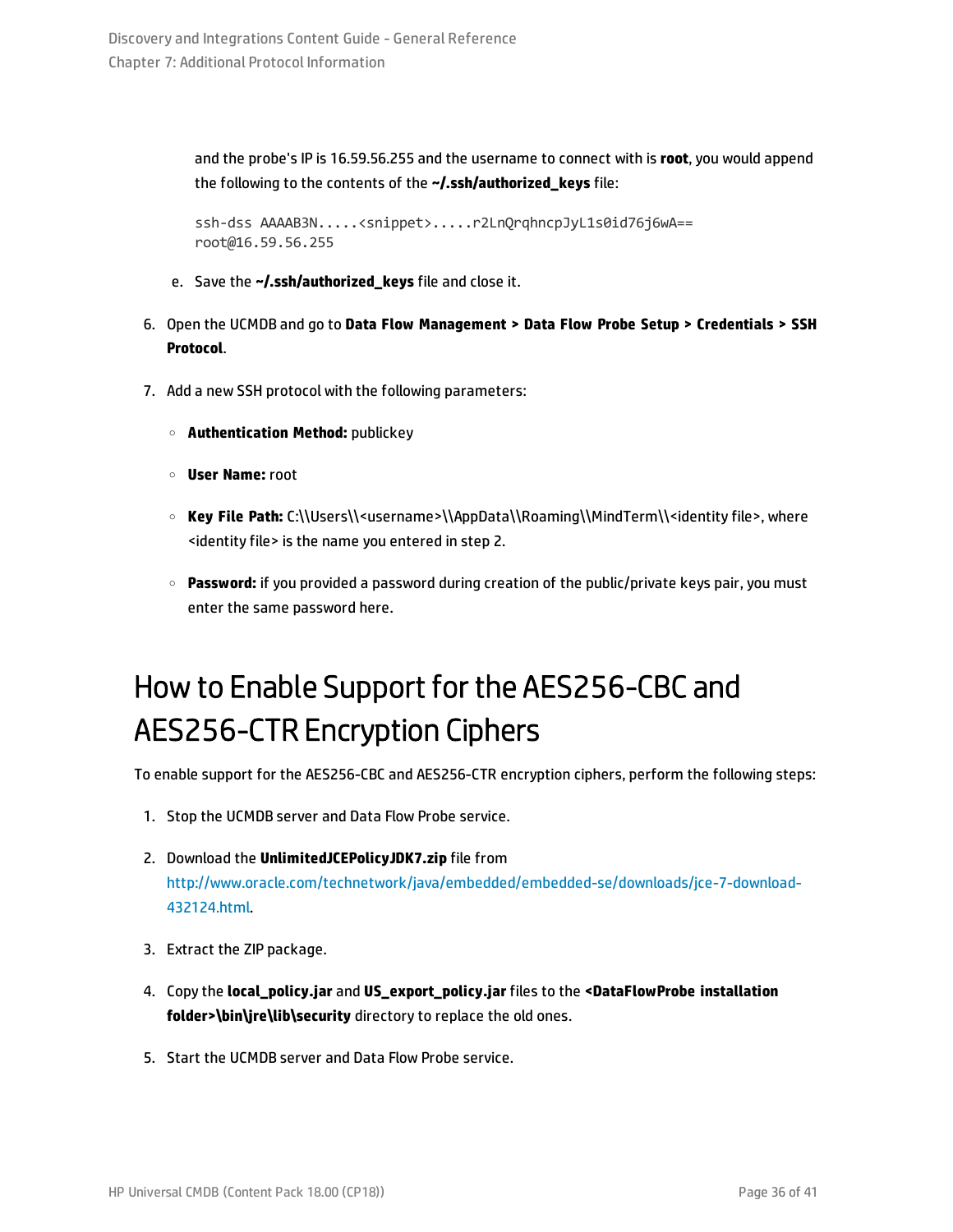and the probe's IP is 16.59.56.255 and the username to connect with is **root**, you would append the following to the contents of the **~/.ssh/authorized_keys** file:

```
ssh-dss AAAAB3N.....<snippet>.....r2LnQrqhncpJyL1s0id76j6wA==
root@16.59.56.255
```

e. Save the **~/.ssh/authorized_keys** file and close it.

6. Open the UCMDB and go to **Data Flow Management > Data Flow Probe Setup > Credentials > SSH Protocol**.

7. Add a new SSH protocol with the following parameters:

   - **Authentication Method:** publickey
   - **User Name:** root
   - **Key File Path:** C:\\Users\\<username>\\AppData\\Roaming\\MindTerm\\<identity file>, where <identity file> is the name you entered in step 2.
   - **Password:** if you provided a password during creation of the public/private keys pair, you must enter the same password here.

# How to Enable Support for the AES256-CBC and AES256-CTR Encryption Ciphers

To enable support for the AES256-CBC and AES256-CTR encryption ciphers, perform the following steps:

1. Stop the UCMDB server and Data Flow Probe service.
2. Download the **UnlimitedJCEPolicyJDK7.zip** file from http://www.oracle.com/technetwork/java/embedded/embedded-se/downloads/jce-7-download-432124.html.
3. Extract the ZIP package.
4. Copy the **local_policy.jar** and **US_export_policy.jar** files to the **<DataFlowProbe installation folder>\bin\jre\lib\security** directory to replace the old ones.
5. Start the UCMDB server and Data Flow Probe service.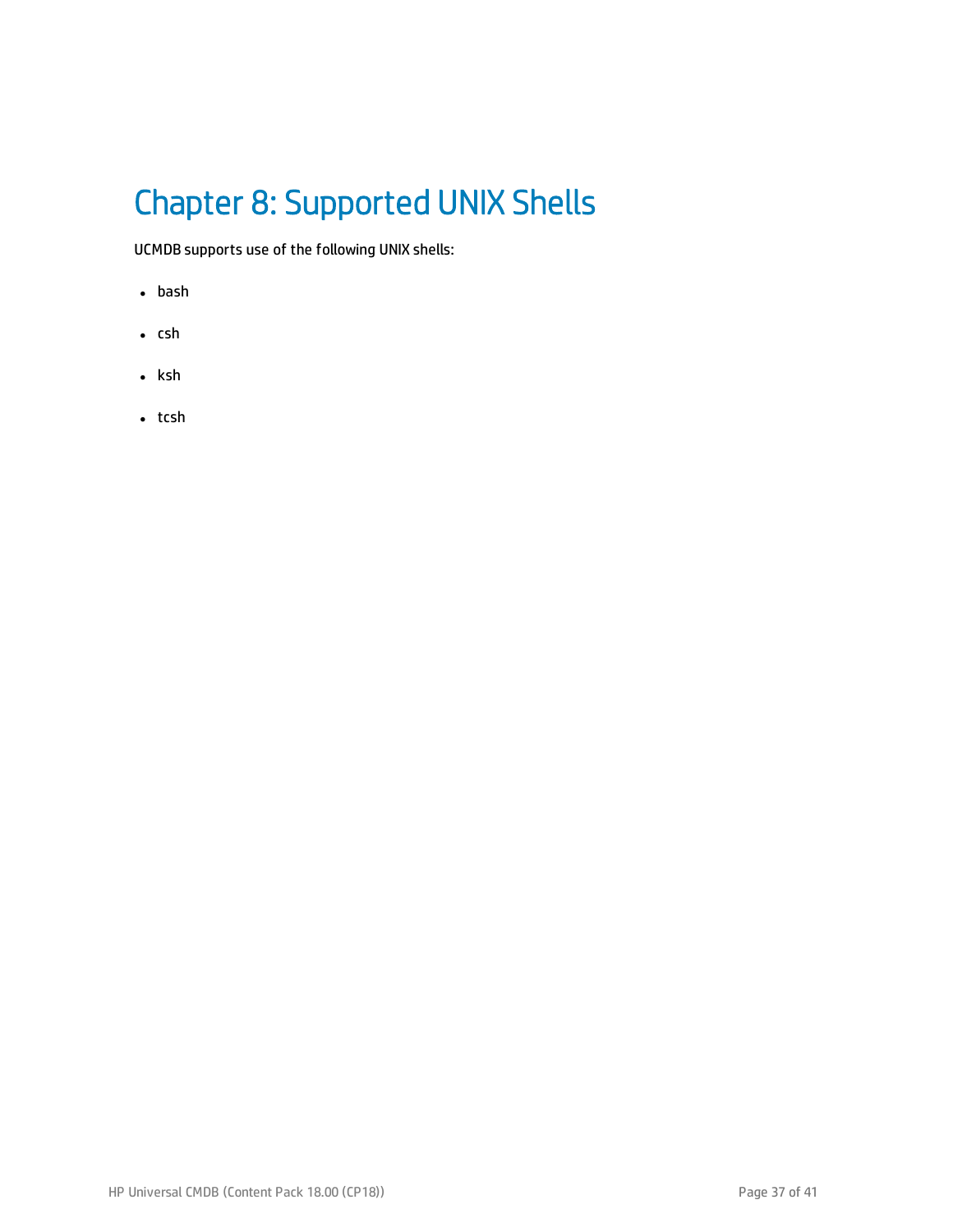# Chapter 8: Supported UNIX Shells

UCMDB supports use of the following UNIX shells:

- bash
- csh
- ksh
- tcsh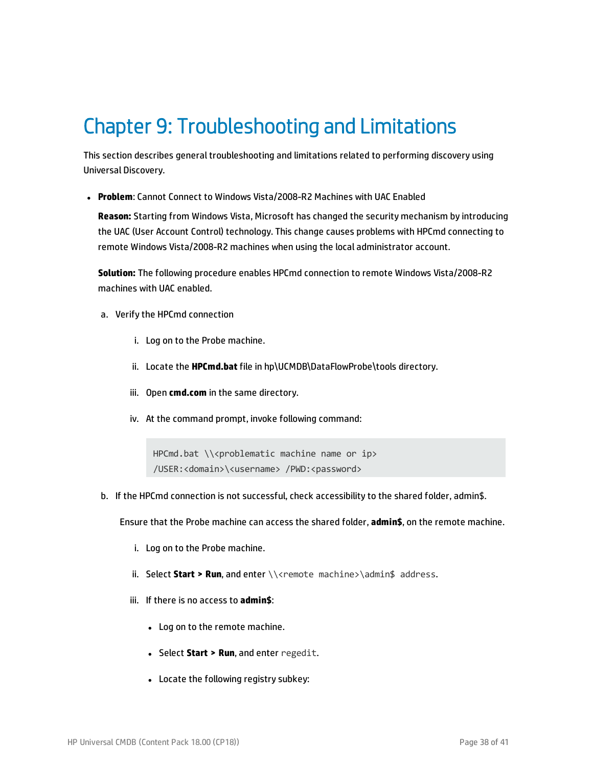# Chapter 9: Troubleshooting and Limitations

This section describes general troubleshooting and limitations related to performing discovery using Universal Discovery.

- **Problem**: Cannot Connect to Windows Vista/2008-R2 Machines with UAC Enabled

  **Reason:** Starting from Windows Vista, Microsoft has changed the security mechanism by introducing the UAC (User Account Control) technology. This change causes problems with HPCmd connecting to remote Windows Vista/2008-R2 machines when using the local administrator account.

  **Solution:** The following procedure enables HPCmd connection to remote Windows Vista/2008-R2 machines with UAC enabled.

  a. Verify the HPCmd connection

     i. Log on to the Probe machine.

     ii. Locate the **HPCmd.bat** file in hp\UCMDB\DataFlowProbe\tools directory.

     iii. Open **cmd.com** in the same directory.

     iv. At the command prompt, invoke following command:

     ```
     HPCmd.bat \\<problematic machine name or ip>
     /USER:<domain>\<username> /PWD:<password>
     ```

  b. If the HPCmd connection is not successful, check accessibility to the shared folder, admin$.

     Ensure that the Probe machine can access the shared folder, **admin$**, on the remote machine.

     i. Log on to the Probe machine.

     ii. Select **Start > Run**, and enter `\\<remote machine>\admin$ address`.

     iii. If there is no access to **admin$**:

        - Log on to the remote machine.
        - Select **Start > Run**, and enter `regedit`.
        - Locate the following registry subkey: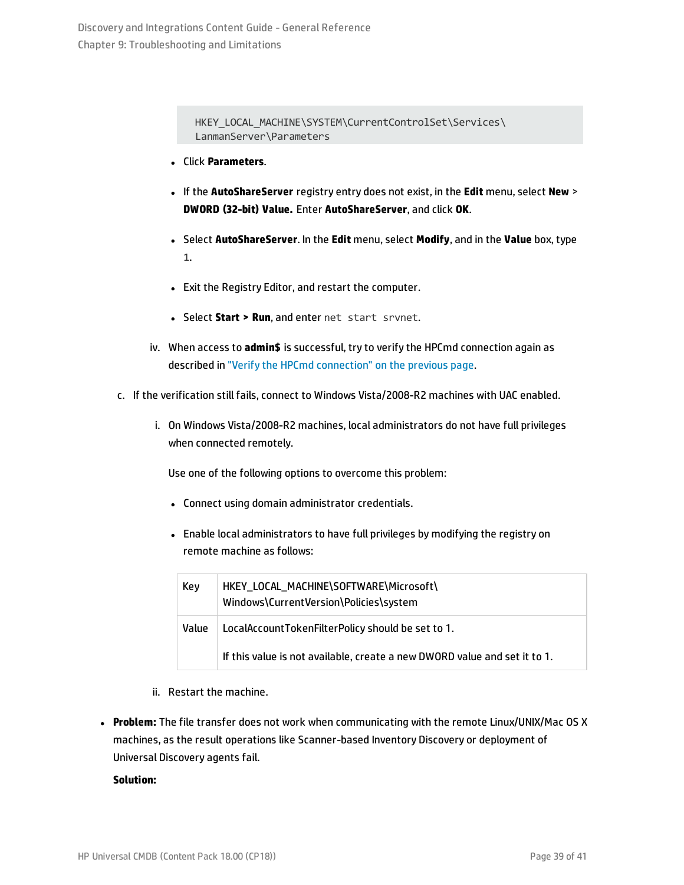```
HKEY_LOCAL_MACHINE\SYSTEM\CurrentControlSet\Services\
LanmanServer\Parameters
```

- Click **Parameters**.
- If the **AutoShareServer** registry entry does not exist, in the **Edit** menu, select **New** > **DWORD (32-bit) Value.** Enter **AutoShareServer**, and click **OK**.
- Select **AutoShareServer**. In the **Edit** menu, select **Modify**, and in the **Value** box, type `1`.
- Exit the Registry Editor, and restart the computer.
- Select **Start > Run**, and enter `net start srvnet`.

iv. When access to **admin$** is successful, try to verify the HPCmd connection again as described in "Verify the HPCmd connection" on the previous page.

c. If the verification still fails, connect to Windows Vista/2008-R2 machines with UAC enabled.

i. On Windows Vista/2008-R2 machines, local administrators do not have full privileges when connected remotely.

Use one of the following options to overcome this problem:

- Connect using domain administrator credentials.
- Enable local administrators to have full privileges by modifying the registry on remote machine as follows:

| | |
|---|---|
| Key | HKEY_LOCAL_MACHINE\SOFTWARE\Microsoft\Windows\CurrentVersion\Policies\system |
| Value | LocalAccountTokenFilterPolicy should be set to 1.<br><br>If this value is not available, create a new DWORD value and set it to 1. |

ii. Restart the machine.

- **Problem:** The file transfer does not work when communicating with the remote Linux/UNIX/Mac OS X machines, as the result operations like Scanner-based Inventory Discovery or deployment of Universal Discovery agents fail.

  **Solution:**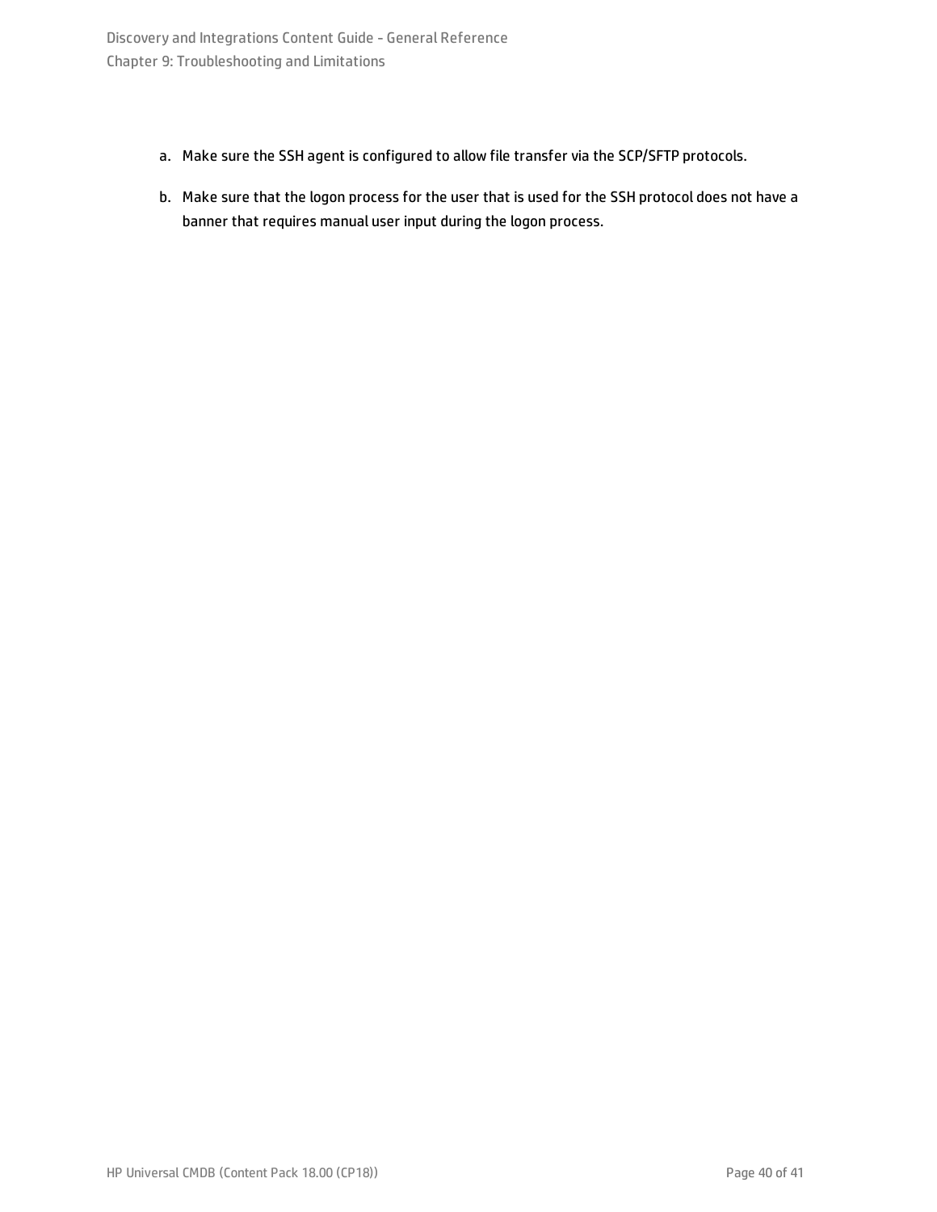a. Make sure the SSH agent is configured to allow file transfer via the SCP/SFTP protocols.

b. Make sure that the logon process for the user that is used for the SSH protocol does not have a banner that requires manual user input during the logon process.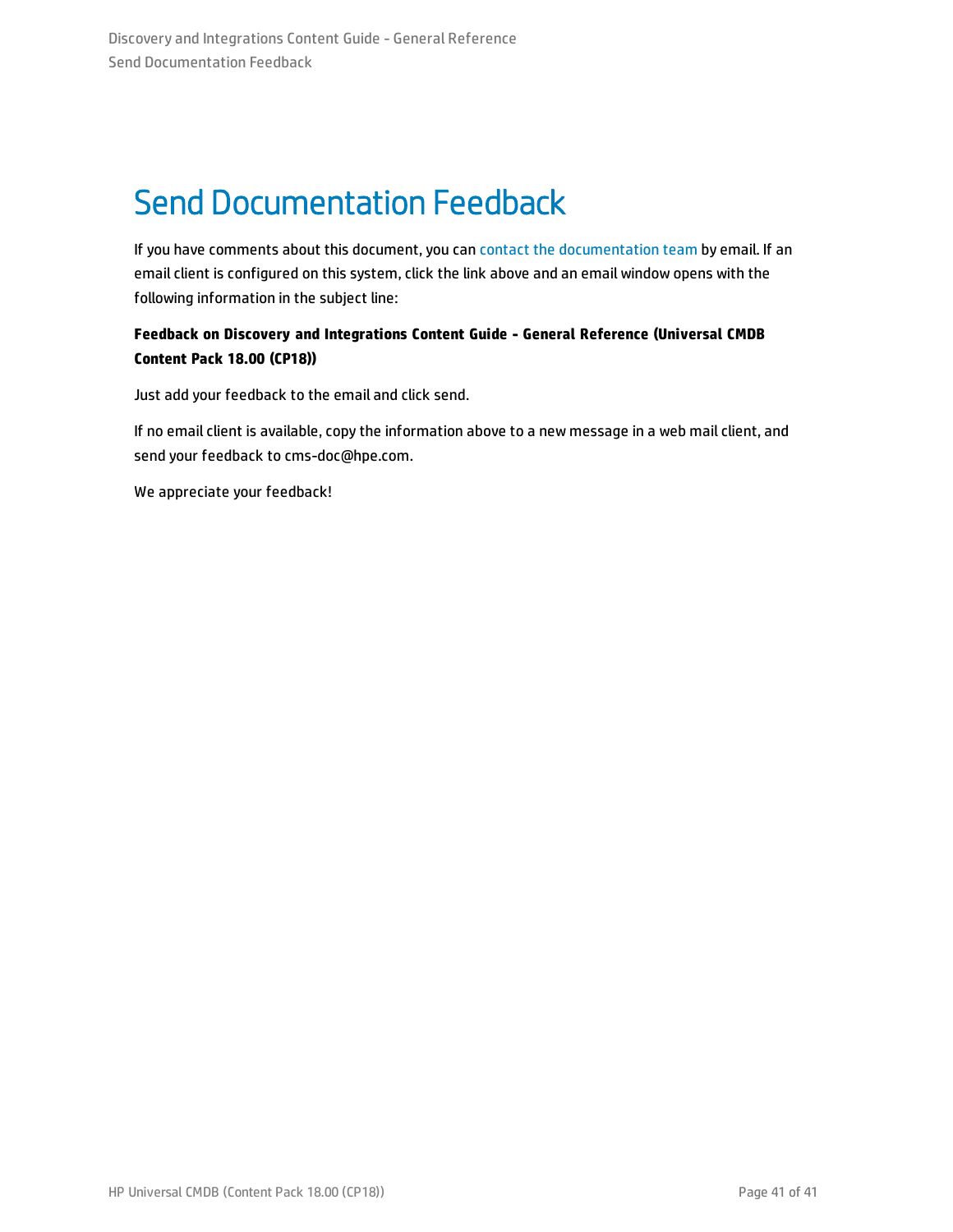# Send Documentation Feedback

If you have comments about this document, you can contact the documentation team by email. If an email client is configured on this system, click the link above and an email window opens with the following information in the subject line:

**Feedback on Discovery and Integrations Content Guide - General Reference (Universal CMDB Content Pack 18.00 (CP18))**

Just add your feedback to the email and click send.

If no email client is available, copy the information above to a new message in a web mail client, and send your feedback to cms-doc@hpe.com.

We appreciate your feedback!